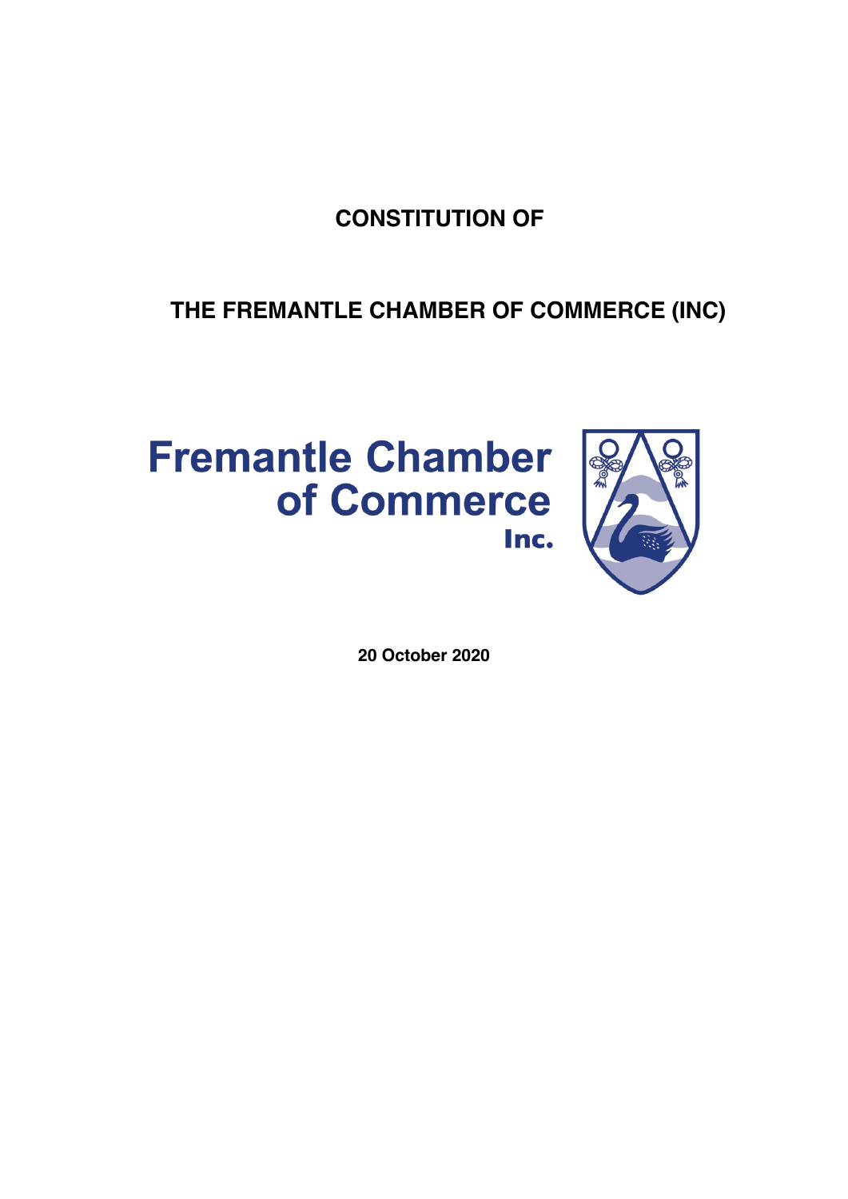# CONSTITUTION OF

# THE FREMANTLE CHAMBER OF COMMERCE (INC)

Fremantle Chamber of Commerce Inc.

**20 October 2020**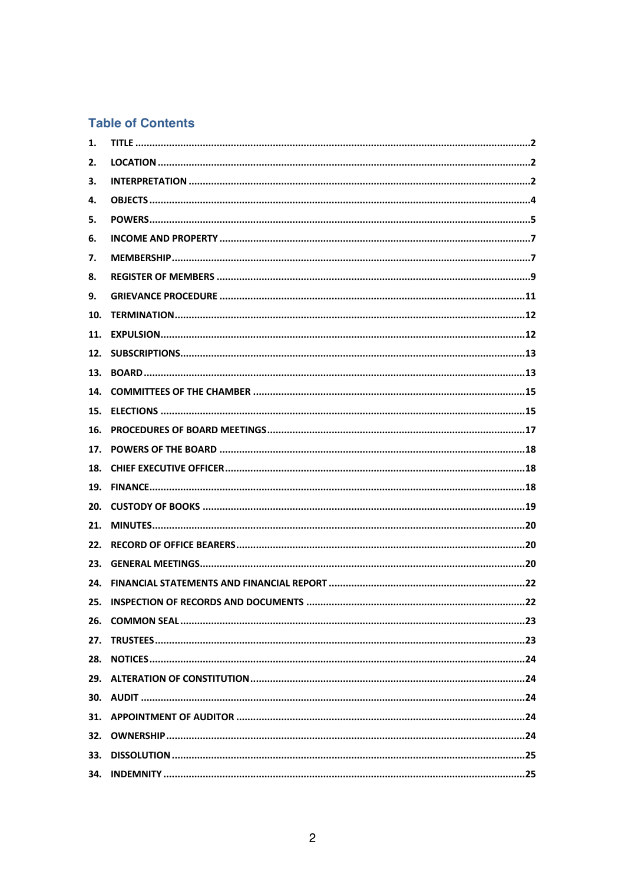## Table of Contents

1. **TITLE** ........................................................................................................ 2
2. **LOCATION** ................................................................................................ 2
3. **INTERPRETATION** ...................................................................................... 2
4. **OBJECTS** .................................................................................................... 4
5. **POWERS** ..................................................................................................... 5
6. **INCOME AND PROPERTY** ........................................................................... 7
7. **MEMBERSHIP** ............................................................................................. 7
8. **REGISTER OF MEMBERS** ............................................................................ 9
9. **GRIEVANCE PROCEDURE** ......................................................................... 11
10. **TERMINATION** ......................................................................................... 12
11. **EXPULSION** .............................................................................................. 12
12. **SUBSCRIPTIONS** ....................................................................................... 13
13. **BOARD** ..................................................................................................... 13
14. **COMMITTEES OF THE CHAMBER** .............................................................. 15
15. **ELECTIONS** ............................................................................................... 15
16. **PROCEDURES OF BOARD MEETINGS** ......................................................... 17
17. **POWERS OF THE BOARD** .......................................................................... 18
18. **CHIEF EXECUTIVE OFFICER** ....................................................................... 18
19. **FINANCE** ................................................................................................... 18
20. **CUSTODY OF BOOKS** ................................................................................ 19
21. **MINUTES** .................................................................................................. 20
22. **RECORD OF OFFICE BEARERS** .................................................................... 20
23. **GENERAL MEETINGS** .................................................................................. 20
24. **FINANCIAL STATEMENTS AND FINANCIAL REPORT** .................................... 22
25. **INSPECTION OF RECORDS AND DOCUMENTS** ........................................... 22
26. **COMMON SEAL** ......................................................................................... 23
27. **TRUSTEES** .................................................................................................. 23
28. **NOTICES** .................................................................................................... 24
29. **ALTERATION OF CONSTITUTION** ................................................................ 24
30. **AUDIT** ....................................................................................................... 24
31. **APPOINTMENT OF AUDITOR** ..................................................................... 24
32. **OWNERSHIP** .............................................................................................. 24
33. **DISSOLUTION** ............................................................................................ 25
34. **INDEMNITY** ............................................................................................... 25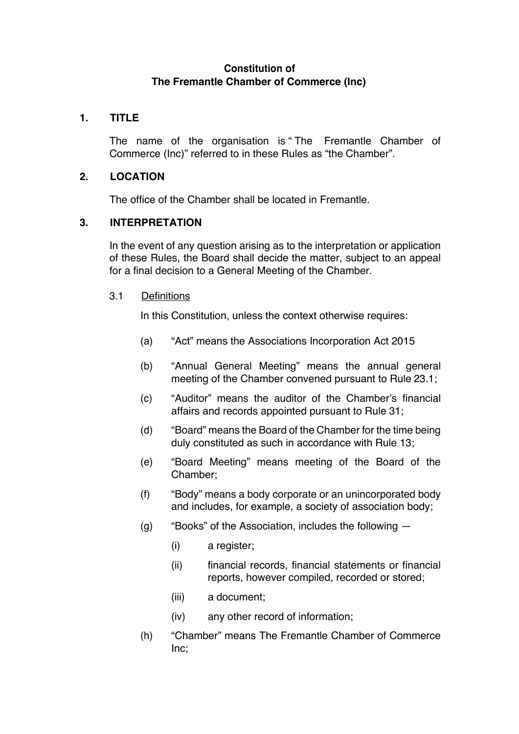**Constitution of**
**The Fremantle Chamber of Commerce (Inc)**

## 1. TITLE

The name of the organisation is " The Fremantle Chamber of Commerce (Inc)" referred to in these Rules as "the Chamber".

## 2. LOCATION

The office of the Chamber shall be located in Fremantle.

## 3. INTERPRETATION

In the event of any question arising as to the interpretation or application of these Rules, the Board shall decide the matter, subject to an appeal for a final decision to a General Meeting of the Chamber.

### 3.1 Definitions

In this Constitution, unless the context otherwise requires:

(a) "Act" means the Associations Incorporation Act 2015

(b) "Annual General Meeting" means the annual general meeting of the Chamber convened pursuant to Rule 23.1;

(c) "Auditor" means the auditor of the Chamber's financial affairs and records appointed pursuant to Rule 31;

(d) "Board" means the Board of the Chamber for the time being duly constituted as such in accordance with Rule 13;

(e) "Board Meeting" means meeting of the Board of the Chamber;

(f) "Body" means a body corporate or an unincorporated body and includes, for example, a society of association body;

(g) "Books" of the Association, includes the following —

- (i) a register;
- (ii) financial records, financial statements or financial reports, however compiled, recorded or stored;
- (iii) a document;
- (iv) any other record of information;

(h) "Chamber" means The Fremantle Chamber of Commerce Inc;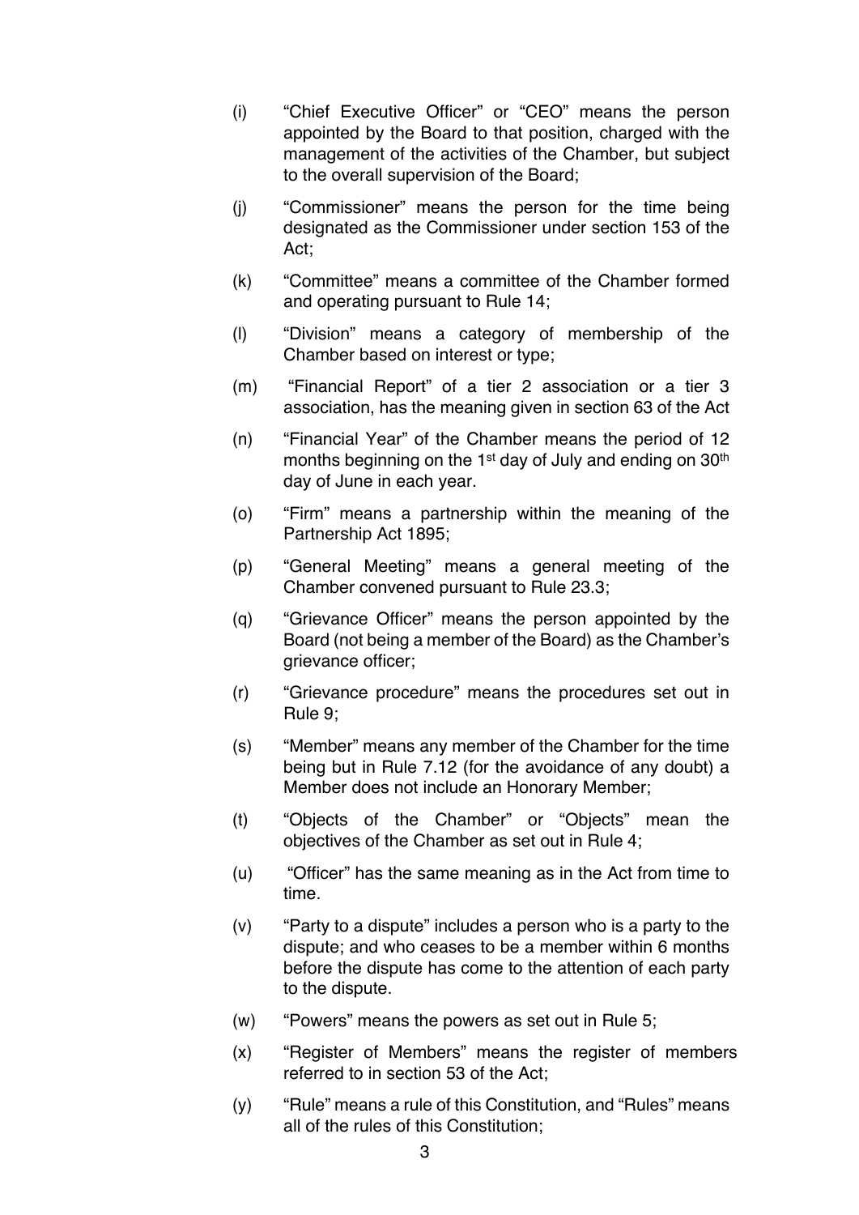(i) "Chief Executive Officer" or "CEO" means the person appointed by the Board to that position, charged with the management of the activities of the Chamber, but subject to the overall supervision of the Board;

(j) "Commissioner" means the person for the time being designated as the Commissioner under section 153 of the Act;

(k) "Committee" means a committee of the Chamber formed and operating pursuant to Rule 14;

(l) "Division" means a category of membership of the Chamber based on interest or type;

(m) "Financial Report" of a tier 2 association or a tier 3 association, has the meaning given in section 63 of the Act

(n) "Financial Year" of the Chamber means the period of 12 months beginning on the 1st day of July and ending on 30th day of June in each year.

(o) "Firm" means a partnership within the meaning of the Partnership Act 1895;

(p) "General Meeting" means a general meeting of the Chamber convened pursuant to Rule 23.3;

(q) "Grievance Officer" means the person appointed by the Board (not being a member of the Board) as the Chamber's grievance officer;

(r) "Grievance procedure" means the procedures set out in Rule 9;

(s) "Member" means any member of the Chamber for the time being but in Rule 7.12 (for the avoidance of any doubt) a Member does not include an Honorary Member;

(t) "Objects of the Chamber" or "Objects" mean the objectives of the Chamber as set out in Rule 4;

(u) "Officer" has the same meaning as in the Act from time to time.

(v) "Party to a dispute" includes a person who is a party to the dispute; and who ceases to be a member within 6 months before the dispute has come to the attention of each party to the dispute.

(w) "Powers" means the powers as set out in Rule 5;

(x) "Register of Members" means the register of members referred to in section 53 of the Act;

(y) "Rule" means a rule of this Constitution, and "Rules" means all of the rules of this Constitution;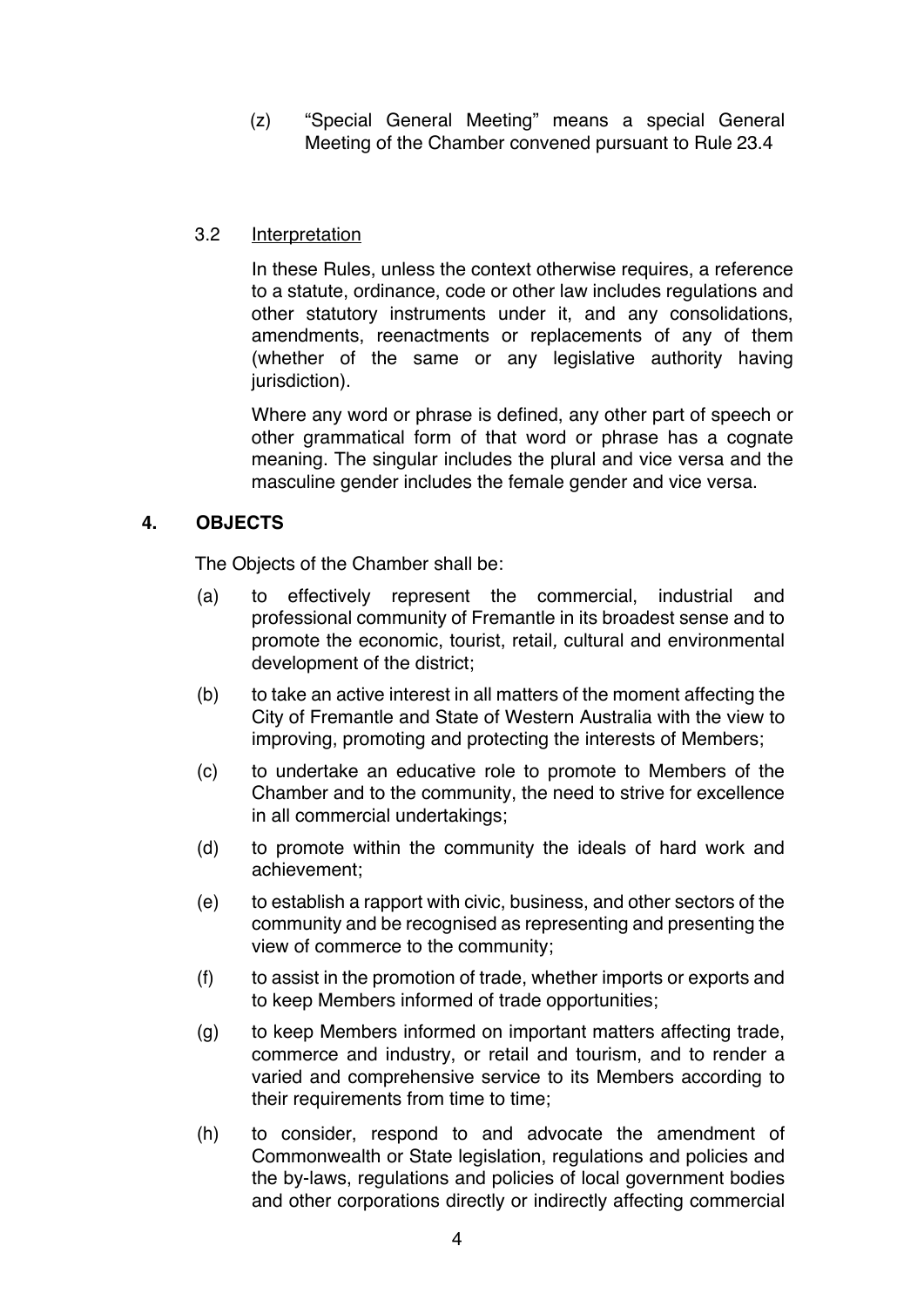(z) "Special General Meeting" means a special General Meeting of the Chamber convened pursuant to Rule 23.4

3.2 Interpretation

In these Rules, unless the context otherwise requires, a reference to a statute, ordinance, code or other law includes regulations and other statutory instruments under it, and any consolidations, amendments, reenactments or replacements of any of them (whether of the same or any legislative authority having jurisdiction).

Where any word or phrase is defined, any other part of speech or other grammatical form of that word or phrase has a cognate meaning. The singular includes the plural and vice versa and the masculine gender includes the female gender and vice versa.

## 4. OBJECTS

The Objects of the Chamber shall be:

(a) to effectively represent the commercial, industrial and professional community of Fremantle in its broadest sense and to promote the economic, tourist, retail*,* cultural and environmental development of the district;

(b) to take an active interest in all matters of the moment affecting the City of Fremantle and State of Western Australia with the view to improving, promoting and protecting the interests of Members;

(c) to undertake an educative role to promote to Members of the Chamber and to the community, the need to strive for excellence in all commercial undertakings;

(d) to promote within the community the ideals of hard work and achievement;

(e) to establish a rapport with civic, business, and other sectors of the community and be recognised as representing and presenting the view of commerce to the community;

(f) to assist in the promotion of trade, whether imports or exports and to keep Members informed of trade opportunities;

(g) to keep Members informed on important matters affecting trade, commerce and industry, or retail and tourism, and to render a varied and comprehensive service to its Members according to their requirements from time to time;

(h) to consider, respond to and advocate the amendment of Commonwealth or State legislation, regulations and policies and the by-laws, regulations and policies of local government bodies and other corporations directly or indirectly affecting commercial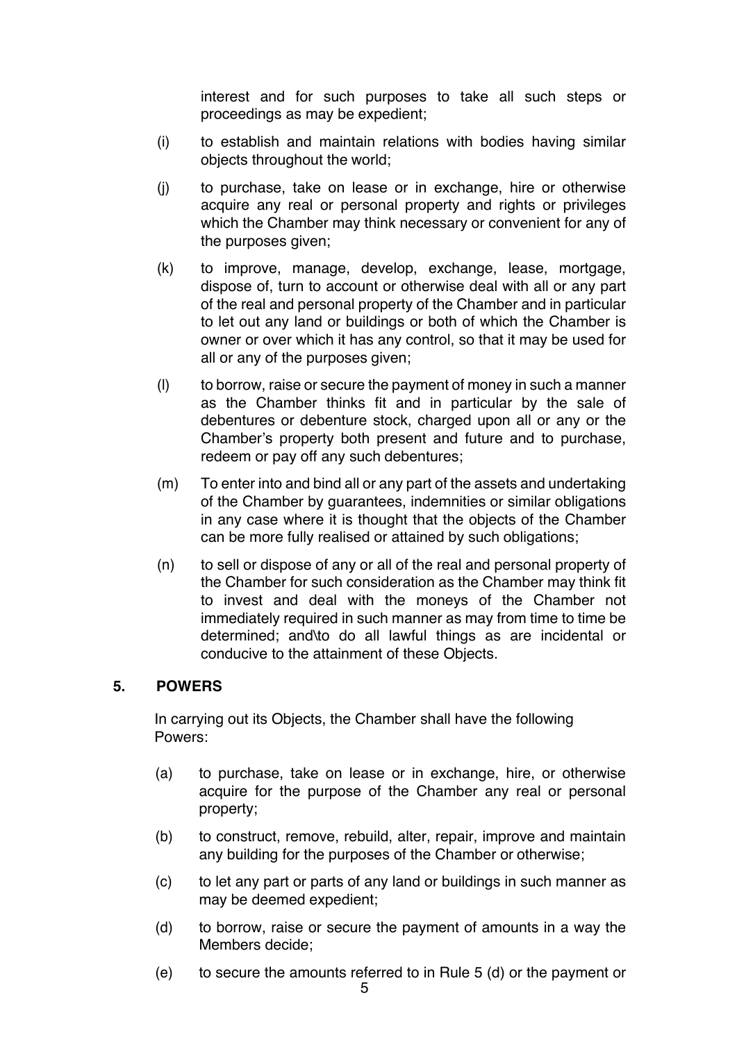interest and for such purposes to take all such steps or proceedings as may be expedient;

(i) to establish and maintain relations with bodies having similar objects throughout the world;

(j) to purchase, take on lease or in exchange, hire or otherwise acquire any real or personal property and rights or privileges which the Chamber may think necessary or convenient for any of the purposes given;

(k) to improve, manage, develop, exchange, lease, mortgage, dispose of, turn to account or otherwise deal with all or any part of the real and personal property of the Chamber and in particular to let out any land or buildings or both of which the Chamber is owner or over which it has any control, so that it may be used for all or any of the purposes given;

(l) to borrow, raise or secure the payment of money in such a manner as the Chamber thinks fit and in particular by the sale of debentures or debenture stock, charged upon all or any or the Chamber's property both present and future and to purchase, redeem or pay off any such debentures;

(m) To enter into and bind all or any part of the assets and undertaking of the Chamber by guarantees, indemnities or similar obligations in any case where it is thought that the objects of the Chamber can be more fully realised or attained by such obligations;

(n) to sell or dispose of any or all of the real and personal property of the Chamber for such consideration as the Chamber may think fit to invest and deal with the moneys of the Chamber not immediately required in such manner as may from time to time be determined; and\to do all lawful things as are incidental or conducive to the attainment of these Objects.

## 5. POWERS

In carrying out its Objects, the Chamber shall have the following Powers:

(a) to purchase, take on lease or in exchange, hire, or otherwise acquire for the purpose of the Chamber any real or personal property;

(b) to construct, remove, rebuild, alter, repair, improve and maintain any building for the purposes of the Chamber or otherwise;

(c) to let any part or parts of any land or buildings in such manner as may be deemed expedient;

(d) to borrow, raise or secure the payment of amounts in a way the Members decide;

(e) to secure the amounts referred to in Rule 5 (d) or the payment or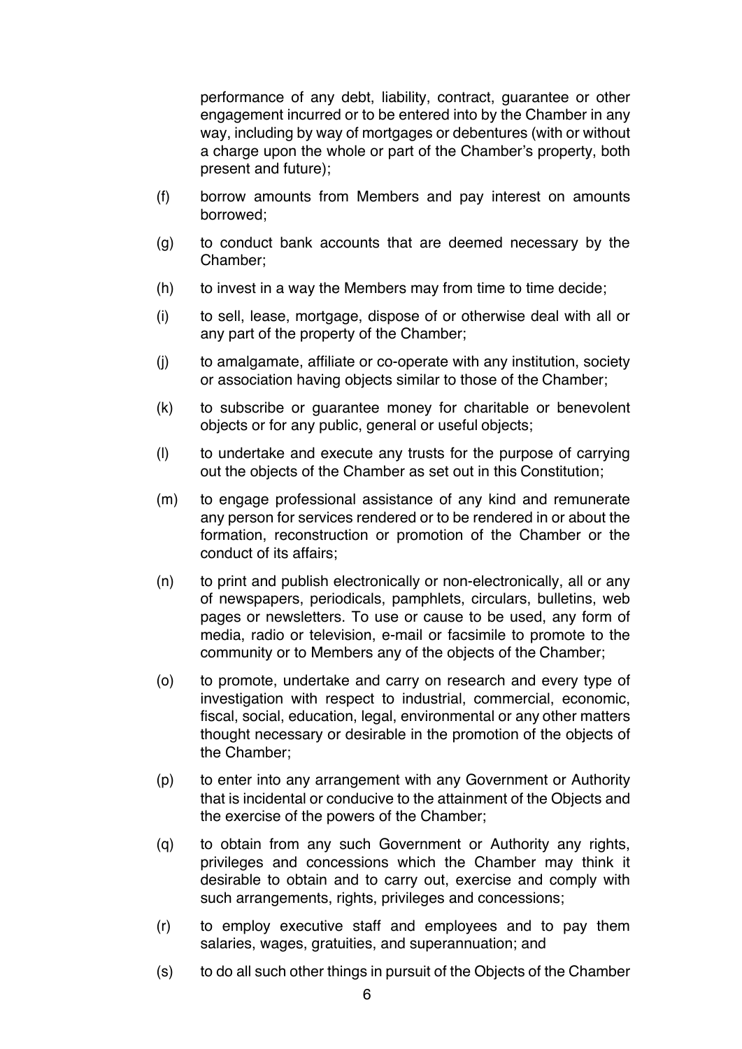performance of any debt, liability, contract, guarantee or other engagement incurred or to be entered into by the Chamber in any way, including by way of mortgages or debentures (with or without a charge upon the whole or part of the Chamber's property, both present and future);

(f) borrow amounts from Members and pay interest on amounts borrowed;

(g) to conduct bank accounts that are deemed necessary by the Chamber;

(h) to invest in a way the Members may from time to time decide;

(i) to sell, lease, mortgage, dispose of or otherwise deal with all or any part of the property of the Chamber;

(j) to amalgamate, affiliate or co-operate with any institution, society or association having objects similar to those of the Chamber;

(k) to subscribe or guarantee money for charitable or benevolent objects or for any public, general or useful objects;

(l) to undertake and execute any trusts for the purpose of carrying out the objects of the Chamber as set out in this Constitution;

(m) to engage professional assistance of any kind and remunerate any person for services rendered or to be rendered in or about the formation, reconstruction or promotion of the Chamber or the conduct of its affairs;

(n) to print and publish electronically or non-electronically, all or any of newspapers, periodicals, pamphlets, circulars, bulletins, web pages or newsletters. To use or cause to be used, any form of media, radio or television, e-mail or facsimile to promote to the community or to Members any of the objects of the Chamber;

(o) to promote, undertake and carry on research and every type of investigation with respect to industrial, commercial, economic, fiscal, social, education, legal, environmental or any other matters thought necessary or desirable in the promotion of the objects of the Chamber;

(p) to enter into any arrangement with any Government or Authority that is incidental or conducive to the attainment of the Objects and the exercise of the powers of the Chamber;

(q) to obtain from any such Government or Authority any rights, privileges and concessions which the Chamber may think it desirable to obtain and to carry out, exercise and comply with such arrangements, rights, privileges and concessions;

(r) to employ executive staff and employees and to pay them salaries, wages, gratuities, and superannuation; and

(s) to do all such other things in pursuit of the Objects of the Chamber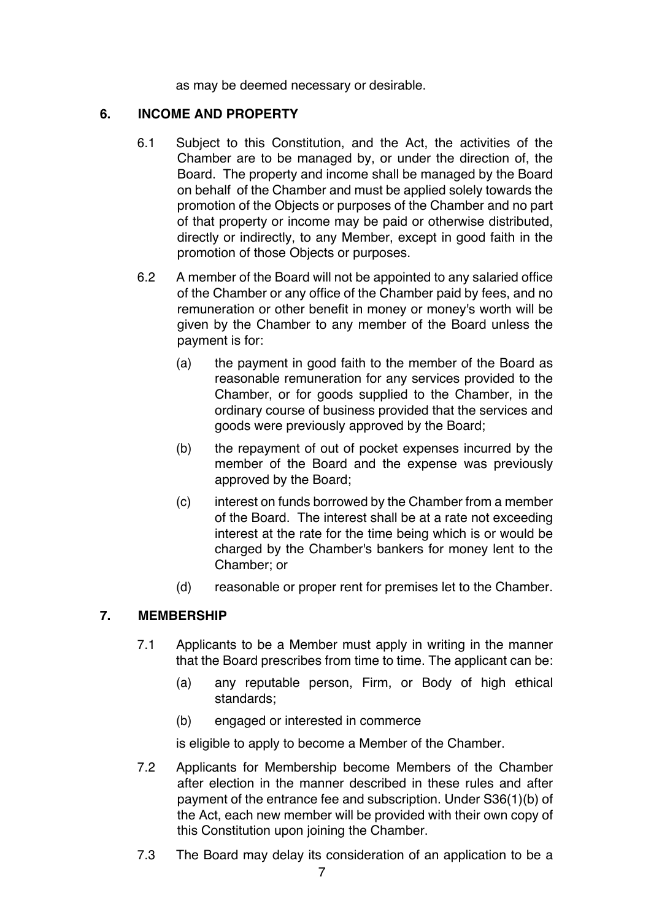as may be deemed necessary or desirable.

## 6. INCOME AND PROPERTY

6.1 Subject to this Constitution, and the Act, the activities of the Chamber are to be managed by, or under the direction of, the Board. The property and income shall be managed by the Board on behalf of the Chamber and must be applied solely towards the promotion of the Objects or purposes of the Chamber and no part of that property or income may be paid or otherwise distributed, directly or indirectly, to any Member, except in good faith in the promotion of those Objects or purposes.

6.2 A member of the Board will not be appointed to any salaried office of the Chamber or any office of the Chamber paid by fees, and no remuneration or other benefit in money or money's worth will be given by the Chamber to any member of the Board unless the payment is for:

- (a) the payment in good faith to the member of the Board as reasonable remuneration for any services provided to the Chamber, or for goods supplied to the Chamber, in the ordinary course of business provided that the services and goods were previously approved by the Board;
- (b) the repayment of out of pocket expenses incurred by the member of the Board and the expense was previously approved by the Board;
- (c) interest on funds borrowed by the Chamber from a member of the Board. The interest shall be at a rate not exceeding interest at the rate for the time being which is or would be charged by the Chamber's bankers for money lent to the Chamber; or
- (d) reasonable or proper rent for premises let to the Chamber.

## 7. MEMBERSHIP

7.1 Applicants to be a Member must apply in writing in the manner that the Board prescribes from time to time. The applicant can be:

- (a) any reputable person, Firm, or Body of high ethical standards;
- (b) engaged or interested in commerce

is eligible to apply to become a Member of the Chamber.

7.2 Applicants for Membership become Members of the Chamber after election in the manner described in these rules and after payment of the entrance fee and subscription. Under S36(1)(b) of the Act, each new member will be provided with their own copy of this Constitution upon joining the Chamber.

7.3 The Board may delay its consideration of an application to be a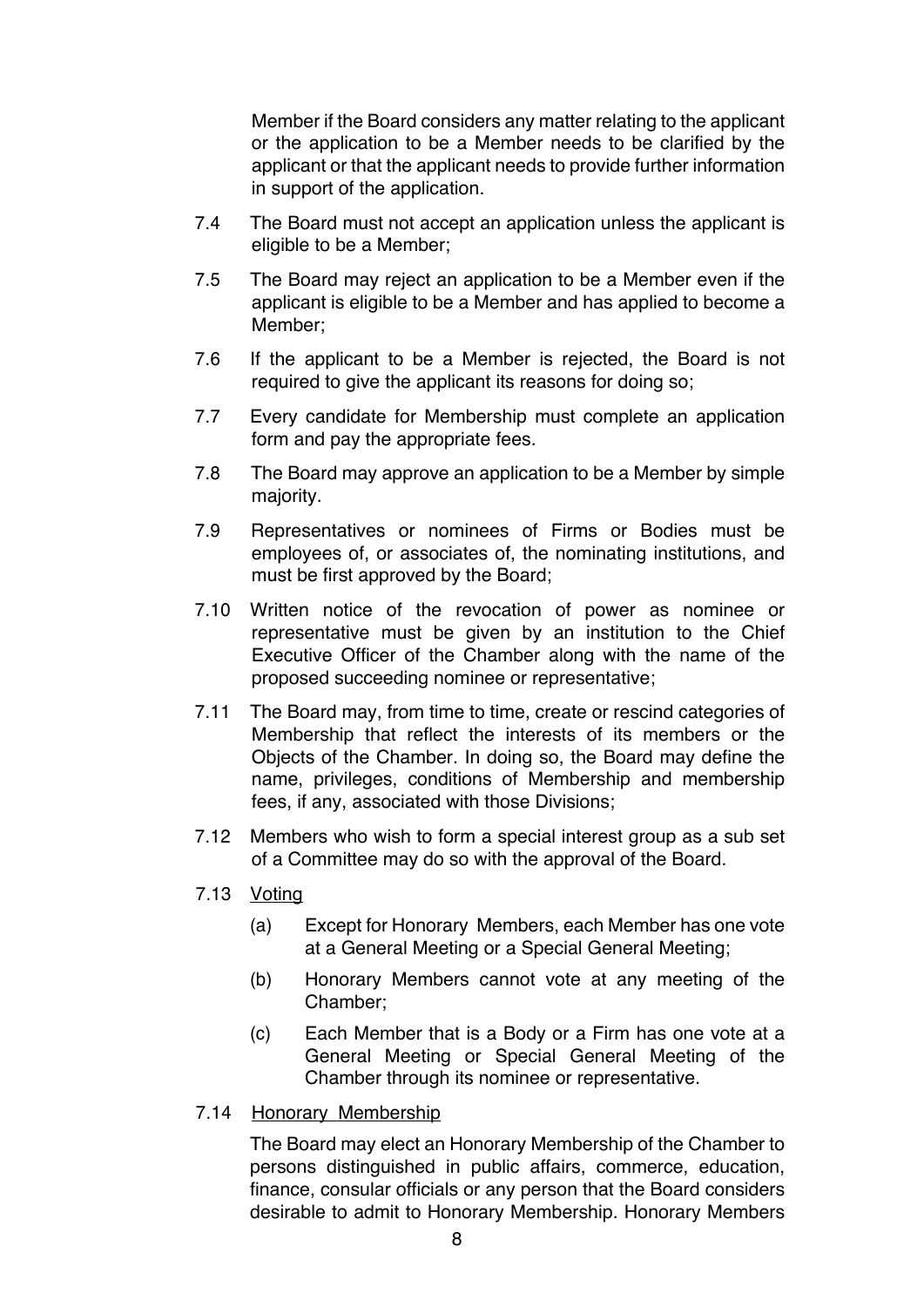Member if the Board considers any matter relating to the applicant or the application to be a Member needs to be clarified by the applicant or that the applicant needs to provide further information in support of the application.

7.4 The Board must not accept an application unless the applicant is eligible to be a Member;

7.5 The Board may reject an application to be a Member even if the applicant is eligible to be a Member and has applied to become a Member;

7.6 If the applicant to be a Member is rejected, the Board is not required to give the applicant its reasons for doing so;

7.7 Every candidate for Membership must complete an application form and pay the appropriate fees.

7.8 The Board may approve an application to be a Member by simple majority.

7.9 Representatives or nominees of Firms or Bodies must be employees of, or associates of, the nominating institutions, and must be first approved by the Board;

7.10 Written notice of the revocation of power as nominee or representative must be given by an institution to the Chief Executive Officer of the Chamber along with the name of the proposed succeeding nominee or representative;

7.11 The Board may, from time to time, create or rescind categories of Membership that reflect the interests of its members or the Objects of the Chamber. In doing so, the Board may define the name, privileges, conditions of Membership and membership fees, if any, associated with those Divisions;

7.12 Members who wish to form a special interest group as a sub set of a Committee may do so with the approval of the Board.

7.13 Voting

(a) Except for Honorary Members, each Member has one vote at a General Meeting or a Special General Meeting;

(b) Honorary Members cannot vote at any meeting of the Chamber;

(c) Each Member that is a Body or a Firm has one vote at a General Meeting or Special General Meeting of the Chamber through its nominee or representative.

7.14 Honorary Membership

The Board may elect an Honorary Membership of the Chamber to persons distinguished in public affairs, commerce, education, finance, consular officials or any person that the Board considers desirable to admit to Honorary Membership. Honorary Members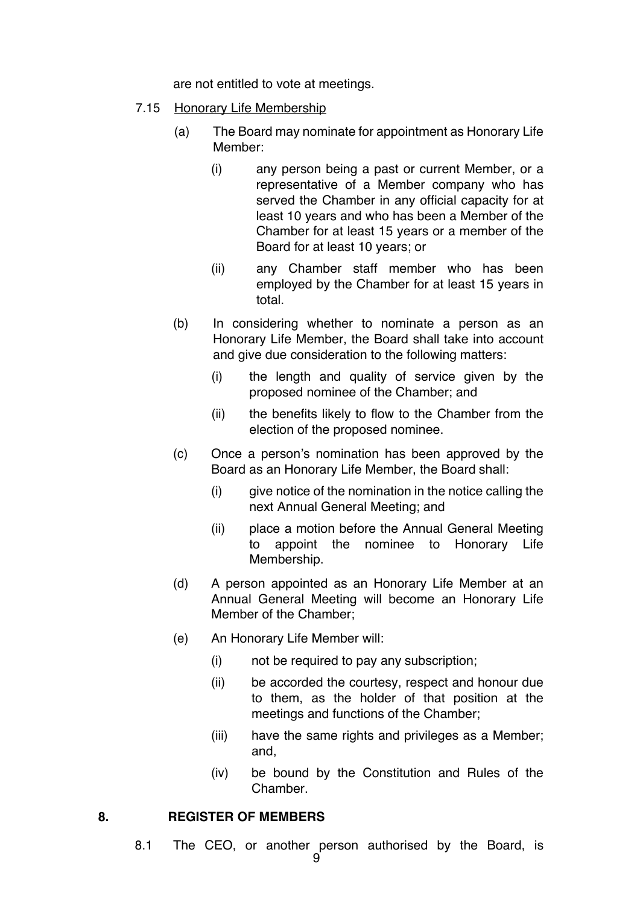are not entitled to vote at meetings.

7.15 Honorary Life Membership

(a) The Board may nominate for appointment as Honorary Life Member:

(i) any person being a past or current Member, or a representative of a Member company who has served the Chamber in any official capacity for at least 10 years and who has been a Member of the Chamber for at least 15 years or a member of the Board for at least 10 years; or

(ii) any Chamber staff member who has been employed by the Chamber for at least 15 years in total.

(b) In considering whether to nominate a person as an Honorary Life Member, the Board shall take into account and give due consideration to the following matters:

(i) the length and quality of service given by the proposed nominee of the Chamber; and

(ii) the benefits likely to flow to the Chamber from the election of the proposed nominee.

(c) Once a person's nomination has been approved by the Board as an Honorary Life Member, the Board shall:

(i) give notice of the nomination in the notice calling the next Annual General Meeting; and

(ii) place a motion before the Annual General Meeting to appoint the nominee to Honorary Life Membership.

(d) A person appointed as an Honorary Life Member at an Annual General Meeting will become an Honorary Life Member of the Chamber;

(e) An Honorary Life Member will:

(i) not be required to pay any subscription;

(ii) be accorded the courtesy, respect and honour due to them, as the holder of that position at the meetings and functions of the Chamber;

(iii) have the same rights and privileges as a Member; and,

(iv) be bound by the Constitution and Rules of the Chamber.

## 8. REGISTER OF MEMBERS

8.1 The CEO, or another person authorised by the Board, is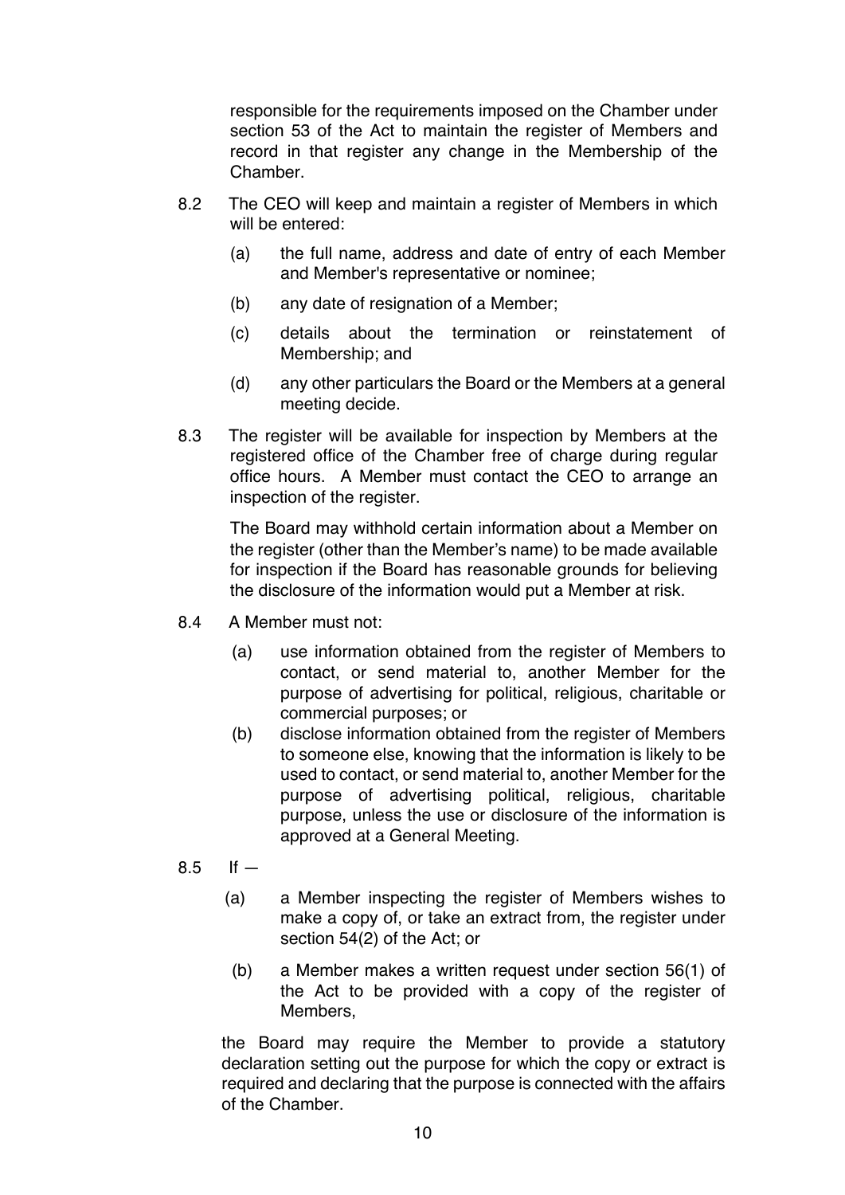responsible for the requirements imposed on the Chamber under section 53 of the Act to maintain the register of Members and record in that register any change in the Membership of the Chamber.

8.2 The CEO will keep and maintain a register of Members in which will be entered:

(a) the full name, address and date of entry of each Member and Member's representative or nominee;

(b) any date of resignation of a Member;

(c) details about the termination or reinstatement of Membership; and

(d) any other particulars the Board or the Members at a general meeting decide.

8.3 The register will be available for inspection by Members at the registered office of the Chamber free of charge during regular office hours. A Member must contact the CEO to arrange an inspection of the register.

The Board may withhold certain information about a Member on the register (other than the Member's name) to be made available for inspection if the Board has reasonable grounds for believing the disclosure of the information would put a Member at risk.

8.4 A Member must not:

(a) use information obtained from the register of Members to contact, or send material to, another Member for the purpose of advertising for political, religious, charitable or commercial purposes; or

(b) disclose information obtained from the register of Members to someone else, knowing that the information is likely to be used to contact, or send material to, another Member for the purpose of advertising political, religious, charitable purpose, unless the use or disclosure of the information is approved at a General Meeting.

8.5 If —

(a) a Member inspecting the register of Members wishes to make a copy of, or take an extract from, the register under section 54(2) of the Act; or

(b) a Member makes a written request under section 56(1) of the Act to be provided with a copy of the register of Members,

the Board may require the Member to provide a statutory declaration setting out the purpose for which the copy or extract is required and declaring that the purpose is connected with the affairs of the Chamber.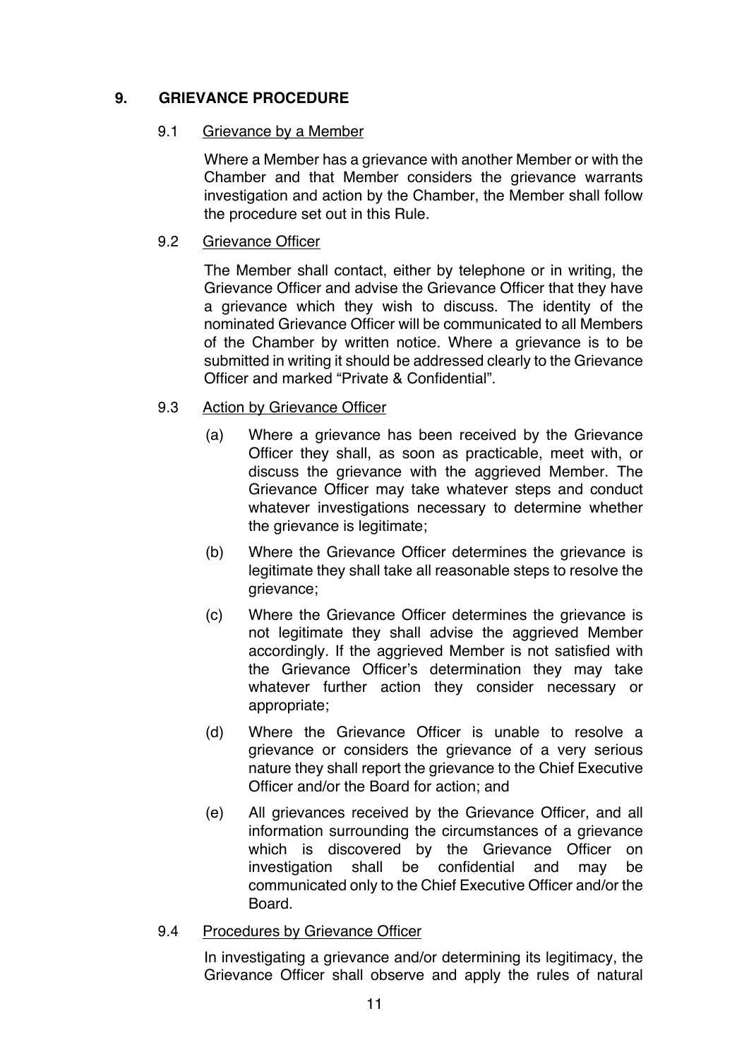## 9. GRIEVANCE PROCEDURE

### 9.1 Grievance by a Member

Where a Member has a grievance with another Member or with the Chamber and that Member considers the grievance warrants investigation and action by the Chamber, the Member shall follow the procedure set out in this Rule.

### 9.2 Grievance Officer

The Member shall contact, either by telephone or in writing, the Grievance Officer and advise the Grievance Officer that they have a grievance which they wish to discuss. The identity of the nominated Grievance Officer will be communicated to all Members of the Chamber by written notice. Where a grievance is to be submitted in writing it should be addressed clearly to the Grievance Officer and marked "Private & Confidential".

### 9.3 Action by Grievance Officer

(a) Where a grievance has been received by the Grievance Officer they shall, as soon as practicable, meet with, or discuss the grievance with the aggrieved Member. The Grievance Officer may take whatever steps and conduct whatever investigations necessary to determine whether the grievance is legitimate;

(b) Where the Grievance Officer determines the grievance is legitimate they shall take all reasonable steps to resolve the grievance;

(c) Where the Grievance Officer determines the grievance is not legitimate they shall advise the aggrieved Member accordingly. If the aggrieved Member is not satisfied with the Grievance Officer's determination they may take whatever further action they consider necessary or appropriate;

(d) Where the Grievance Officer is unable to resolve a grievance or considers the grievance of a very serious nature they shall report the grievance to the Chief Executive Officer and/or the Board for action; and

(e) All grievances received by the Grievance Officer, and all information surrounding the circumstances of a grievance which is discovered by the Grievance Officer on investigation shall be confidential and may be communicated only to the Chief Executive Officer and/or the Board.

### 9.4 Procedures by Grievance Officer

In investigating a grievance and/or determining its legitimacy, the Grievance Officer shall observe and apply the rules of natural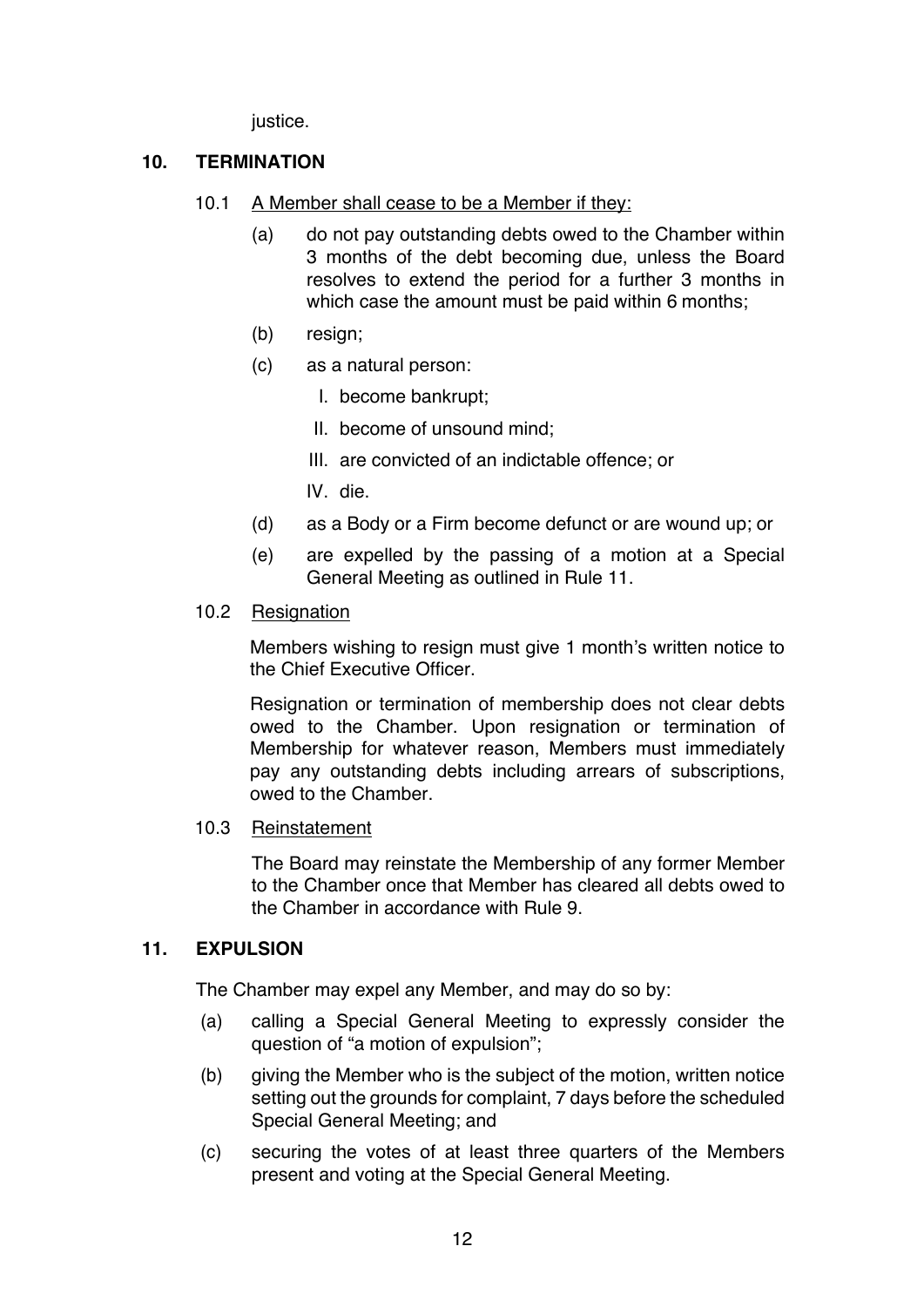justice.

## 10. TERMINATION

10.1 A Member shall cease to be a Member if they:

(a) do not pay outstanding debts owed to the Chamber within 3 months of the debt becoming due, unless the Board resolves to extend the period for a further 3 months in which case the amount must be paid within 6 months;

(b) resign;

(c) as a natural person:

I. become bankrupt;

II. become of unsound mind;

III. are convicted of an indictable offence; or

IV. die.

(d) as a Body or a Firm become defunct or are wound up; or

(e) are expelled by the passing of a motion at a Special General Meeting as outlined in Rule 11.

10.2 Resignation

Members wishing to resign must give 1 month's written notice to the Chief Executive Officer.

Resignation or termination of membership does not clear debts owed to the Chamber. Upon resignation or termination of Membership for whatever reason, Members must immediately pay any outstanding debts including arrears of subscriptions, owed to the Chamber.

10.3 Reinstatement

The Board may reinstate the Membership of any former Member to the Chamber once that Member has cleared all debts owed to the Chamber in accordance with Rule 9.

## 11. EXPULSION

The Chamber may expel any Member, and may do so by:

(a) calling a Special General Meeting to expressly consider the question of "a motion of expulsion";

(b) giving the Member who is the subject of the motion, written notice setting out the grounds for complaint, 7 days before the scheduled Special General Meeting; and

(c) securing the votes of at least three quarters of the Members present and voting at the Special General Meeting.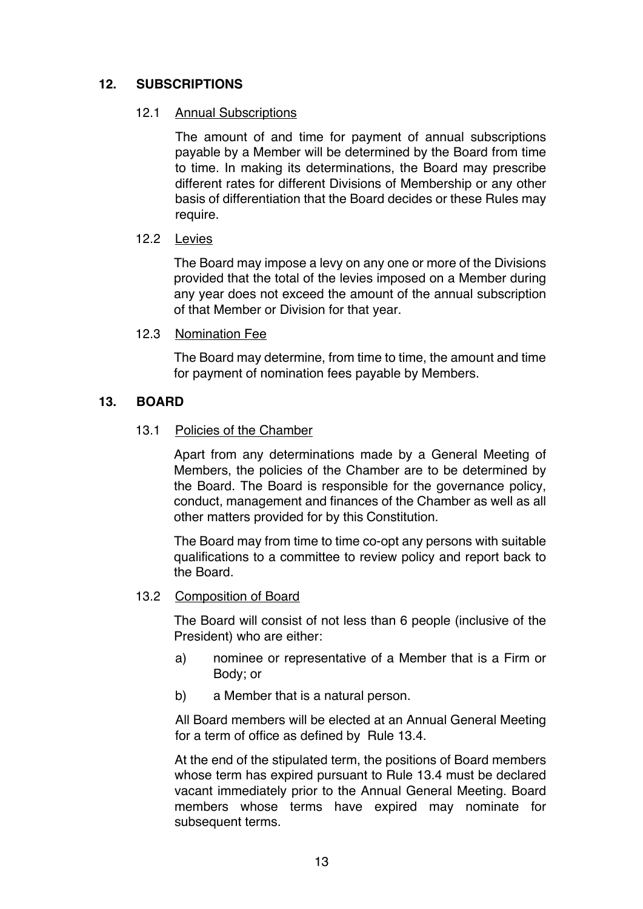## 12. SUBSCRIPTIONS

### 12.1 Annual Subscriptions

The amount of and time for payment of annual subscriptions payable by a Member will be determined by the Board from time to time. In making its determinations, the Board may prescribe different rates for different Divisions of Membership or any other basis of differentiation that the Board decides or these Rules may require.

### 12.2 Levies

The Board may impose a levy on any one or more of the Divisions provided that the total of the levies imposed on a Member during any year does not exceed the amount of the annual subscription of that Member or Division for that year.

### 12.3 Nomination Fee

The Board may determine, from time to time, the amount and time for payment of nomination fees payable by Members.

## 13. BOARD

### 13.1 Policies of the Chamber

Apart from any determinations made by a General Meeting of Members, the policies of the Chamber are to be determined by the Board. The Board is responsible for the governance policy, conduct, management and finances of the Chamber as well as all other matters provided for by this Constitution.

The Board may from time to time co-opt any persons with suitable qualifications to a committee to review policy and report back to the Board.

### 13.2 Composition of Board

The Board will consist of not less than 6 people (inclusive of the President) who are either:

a) nominee or representative of a Member that is a Firm or Body; or

b) a Member that is a natural person.

All Board members will be elected at an Annual General Meeting for a term of office as defined by Rule 13.4.

At the end of the stipulated term, the positions of Board members whose term has expired pursuant to Rule 13.4 must be declared vacant immediately prior to the Annual General Meeting. Board members whose terms have expired may nominate for subsequent terms.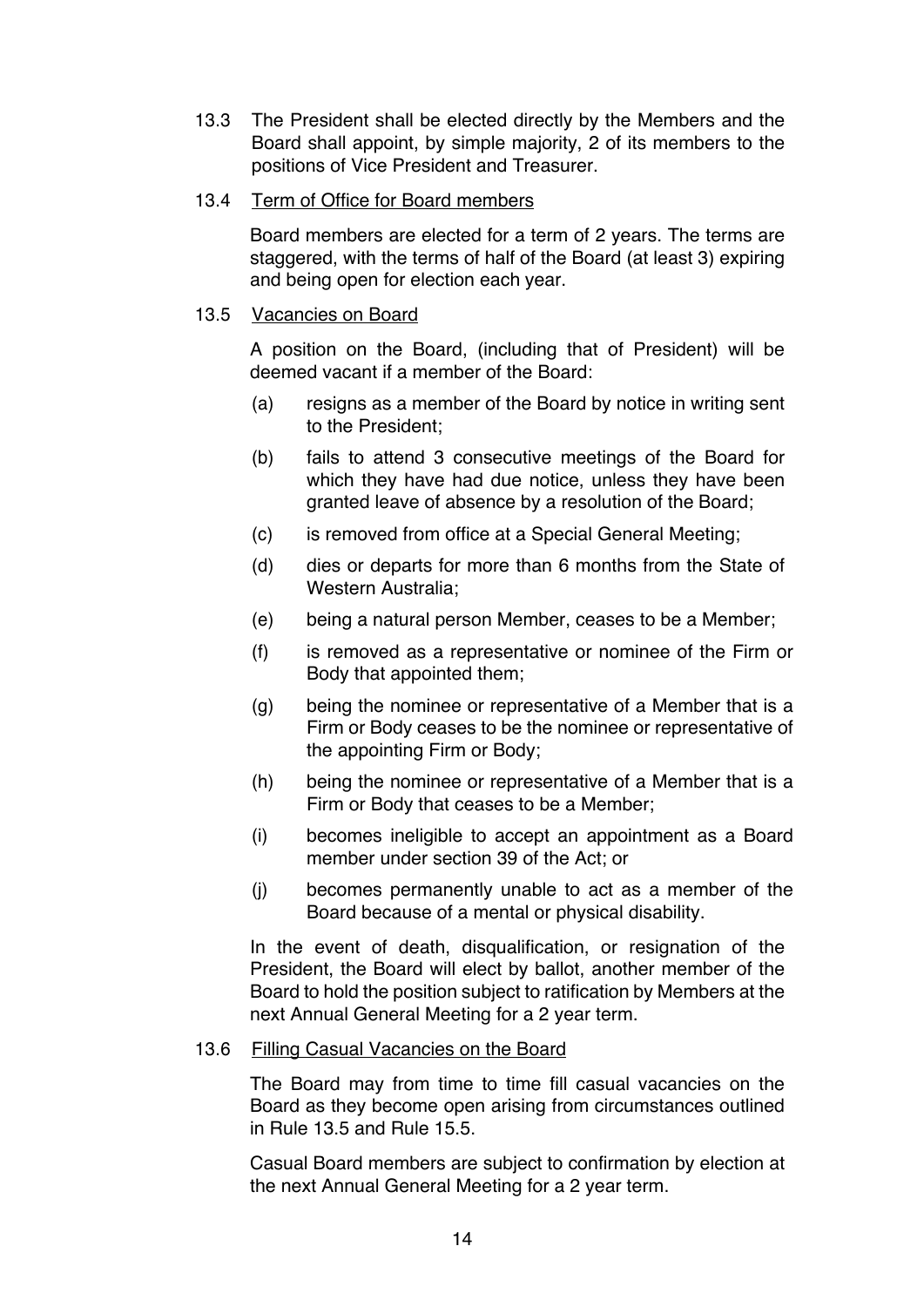13.3 The President shall be elected directly by the Members and the Board shall appoint, by simple majority, 2 of its members to the positions of Vice President and Treasurer.

13.4 <u>Term of Office for Board members</u>

Board members are elected for a term of 2 years. The terms are staggered, with the terms of half of the Board (at least 3) expiring and being open for election each year.

13.5 <u>Vacancies on Board</u>

A position on the Board, (including that of President) will be deemed vacant if a member of the Board:

(a) resigns as a member of the Board by notice in writing sent to the President;

(b) fails to attend 3 consecutive meetings of the Board for which they have had due notice, unless they have been granted leave of absence by a resolution of the Board;

(c) is removed from office at a Special General Meeting;

(d) dies or departs for more than 6 months from the State of Western Australia;

(e) being a natural person Member, ceases to be a Member;

(f) is removed as a representative or nominee of the Firm or Body that appointed them;

(g) being the nominee or representative of a Member that is a Firm or Body ceases to be the nominee or representative of the appointing Firm or Body;

(h) being the nominee or representative of a Member that is a Firm or Body that ceases to be a Member;

(i) becomes ineligible to accept an appointment as a Board member under section 39 of the Act; or

(j) becomes permanently unable to act as a member of the Board because of a mental or physical disability.

In the event of death, disqualification, or resignation of the President, the Board will elect by ballot, another member of the Board to hold the position subject to ratification by Members at the next Annual General Meeting for a 2 year term.

13.6 <u>Filling Casual Vacancies on the Board</u>

The Board may from time to time fill casual vacancies on the Board as they become open arising from circumstances outlined in Rule 13.5 and Rule 15.5.

Casual Board members are subject to confirmation by election at the next Annual General Meeting for a 2 year term.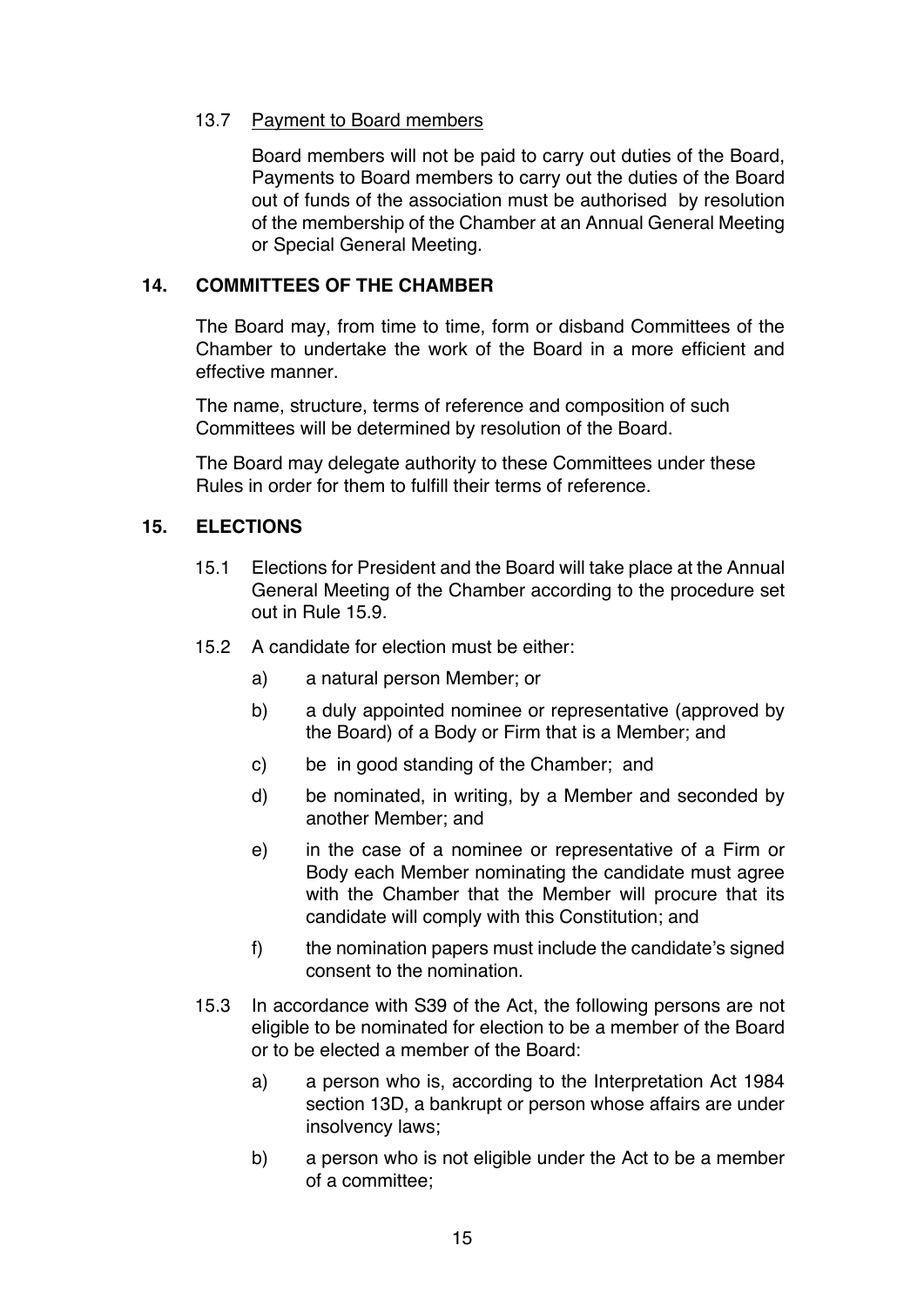### 13.7 Payment to Board members

Board members will not be paid to carry out duties of the Board, Payments to Board members to carry out the duties of the Board out of funds of the association must be authorised by resolution of the membership of the Chamber at an Annual General Meeting or Special General Meeting.

## 14. COMMITTEES OF THE CHAMBER

The Board may, from time to time, form or disband Committees of the Chamber to undertake the work of the Board in a more efficient and effective manner.

The name, structure, terms of reference and composition of such Committees will be determined by resolution of the Board.

The Board may delegate authority to these Committees under these Rules in order for them to fulfill their terms of reference.

## 15. ELECTIONS

15.1 Elections for President and the Board will take place at the Annual General Meeting of the Chamber according to the procedure set out in Rule 15.9.

15.2 A candidate for election must be either:

a) a natural person Member; or

b) a duly appointed nominee or representative (approved by the Board) of a Body or Firm that is a Member; and

c) be in good standing of the Chamber; and

d) be nominated, in writing, by a Member and seconded by another Member; and

e) in the case of a nominee or representative of a Firm or Body each Member nominating the candidate must agree with the Chamber that the Member will procure that its candidate will comply with this Constitution; and

f) the nomination papers must include the candidate's signed consent to the nomination.

15.3 In accordance with S39 of the Act, the following persons are not eligible to be nominated for election to be a member of the Board or to be elected a member of the Board:

a) a person who is, according to the Interpretation Act 1984 section 13D, a bankrupt or person whose affairs are under insolvency laws;

b) a person who is not eligible under the Act to be a member of a committee;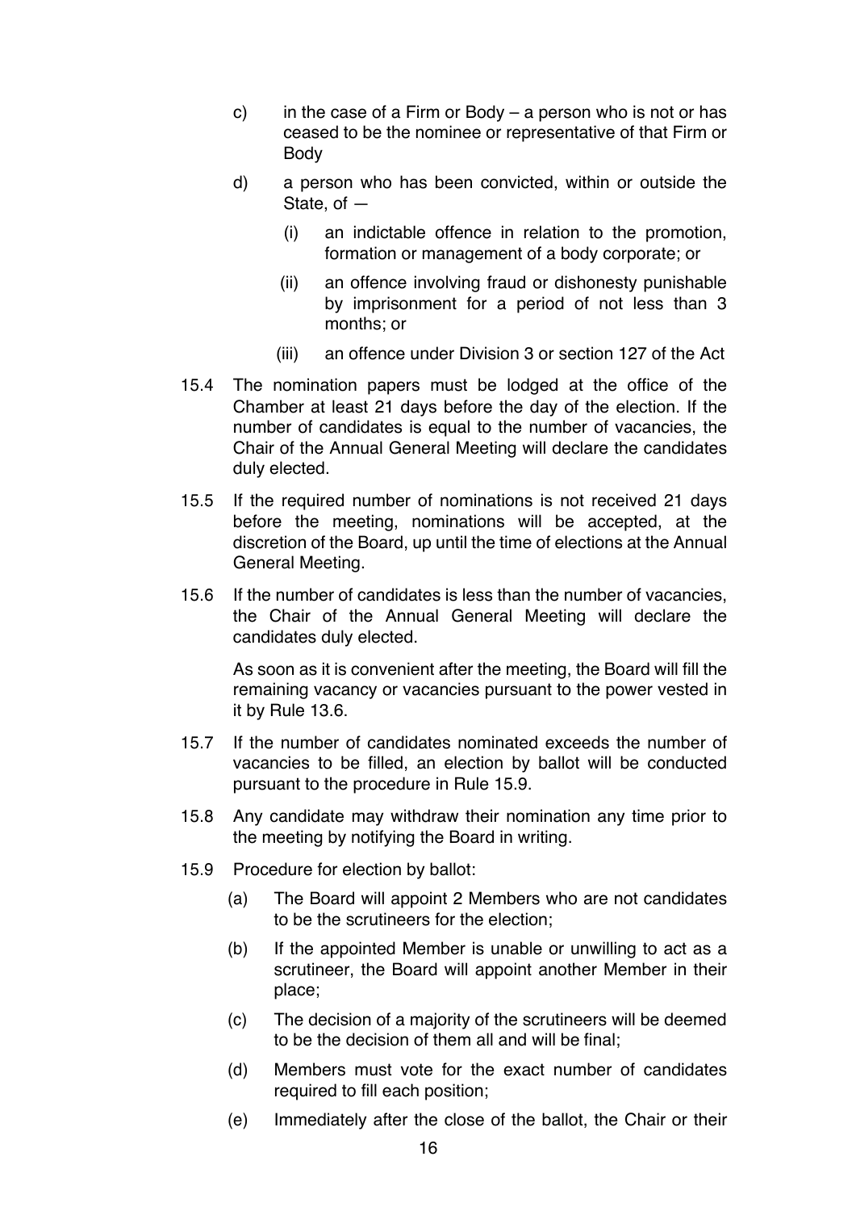c) in the case of a Firm or Body – a person who is not or has ceased to be the nominee or representative of that Firm or Body

d) a person who has been convicted, within or outside the State, of —

  (i) an indictable offence in relation to the promotion, formation or management of a body corporate; or

  (ii) an offence involving fraud or dishonesty punishable by imprisonment for a period of not less than 3 months; or

  (iii) an offence under Division 3 or section 127 of the Act

15.4 The nomination papers must be lodged at the office of the Chamber at least 21 days before the day of the election. If the number of candidates is equal to the number of vacancies, the Chair of the Annual General Meeting will declare the candidates duly elected.

15.5 If the required number of nominations is not received 21 days before the meeting, nominations will be accepted, at the discretion of the Board, up until the time of elections at the Annual General Meeting.

15.6 If the number of candidates is less than the number of vacancies, the Chair of the Annual General Meeting will declare the candidates duly elected.

As soon as it is convenient after the meeting, the Board will fill the remaining vacancy or vacancies pursuant to the power vested in it by Rule 13.6.

15.7 If the number of candidates nominated exceeds the number of vacancies to be filled, an election by ballot will be conducted pursuant to the procedure in Rule 15.9.

15.8 Any candidate may withdraw their nomination any time prior to the meeting by notifying the Board in writing.

15.9 Procedure for election by ballot:

  (a) The Board will appoint 2 Members who are not candidates to be the scrutineers for the election;

  (b) If the appointed Member is unable or unwilling to act as a scrutineer, the Board will appoint another Member in their place;

  (c) The decision of a majority of the scrutineers will be deemed to be the decision of them all and will be final;

  (d) Members must vote for the exact number of candidates required to fill each position;

  (e) Immediately after the close of the ballot, the Chair or their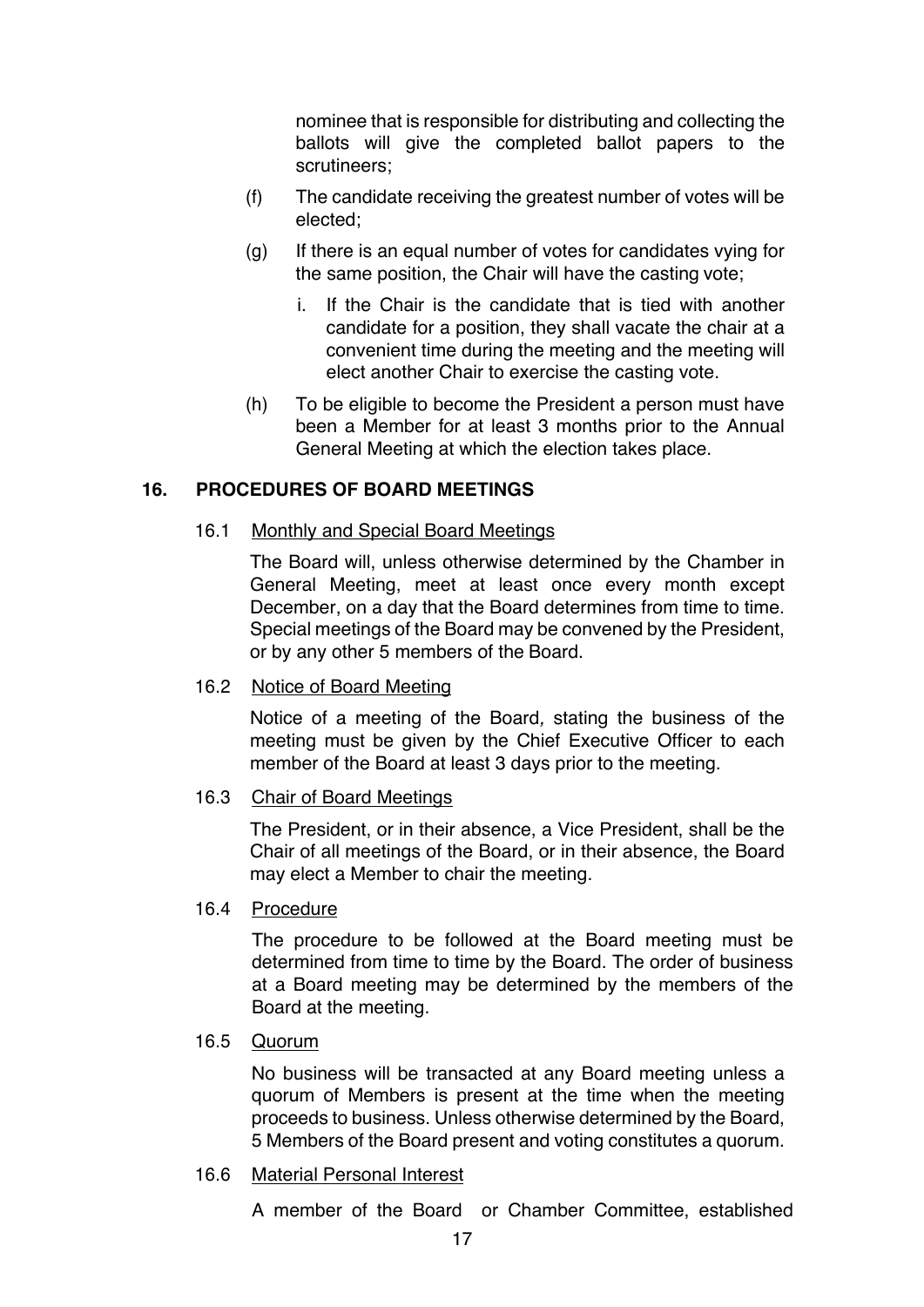nominee that is responsible for distributing and collecting the ballots will give the completed ballot papers to the scrutineers;

(f) The candidate receiving the greatest number of votes will be elected;

(g) If there is an equal number of votes for candidates vying for the same position, the Chair will have the casting vote;

   i. If the Chair is the candidate that is tied with another candidate for a position, they shall vacate the chair at a convenient time during the meeting and the meeting will elect another Chair to exercise the casting vote.

(h) To be eligible to become the President a person must have been a Member for at least 3 months prior to the Annual General Meeting at which the election takes place.

## 16. PROCEDURES OF BOARD MEETINGS

### 16.1 Monthly and Special Board Meetings

The Board will, unless otherwise determined by the Chamber in General Meeting, meet at least once every month except December, on a day that the Board determines from time to time. Special meetings of the Board may be convened by the President, or by any other 5 members of the Board.

### 16.2 Notice of Board Meeting

Notice of a meeting of the Board*,* stating the business of the meeting must be given by the Chief Executive Officer to each member of the Board at least 3 days prior to the meeting.

### 16.3 Chair of Board Meetings

The President, or in their absence, a Vice President, shall be the Chair of all meetings of the Board, or in their absence, the Board may elect a Member to chair the meeting.

### 16.4 Procedure

The procedure to be followed at the Board meeting must be determined from time to time by the Board. The order of business at a Board meeting may be determined by the members of the Board at the meeting.

### 16.5 Quorum

No business will be transacted at any Board meeting unless a quorum of Members is present at the time when the meeting proceeds to business. Unless otherwise determined by the Board, 5 Members of the Board present and voting constitutes a quorum.

### 16.6 Material Personal Interest

A member of the Board or Chamber Committee, established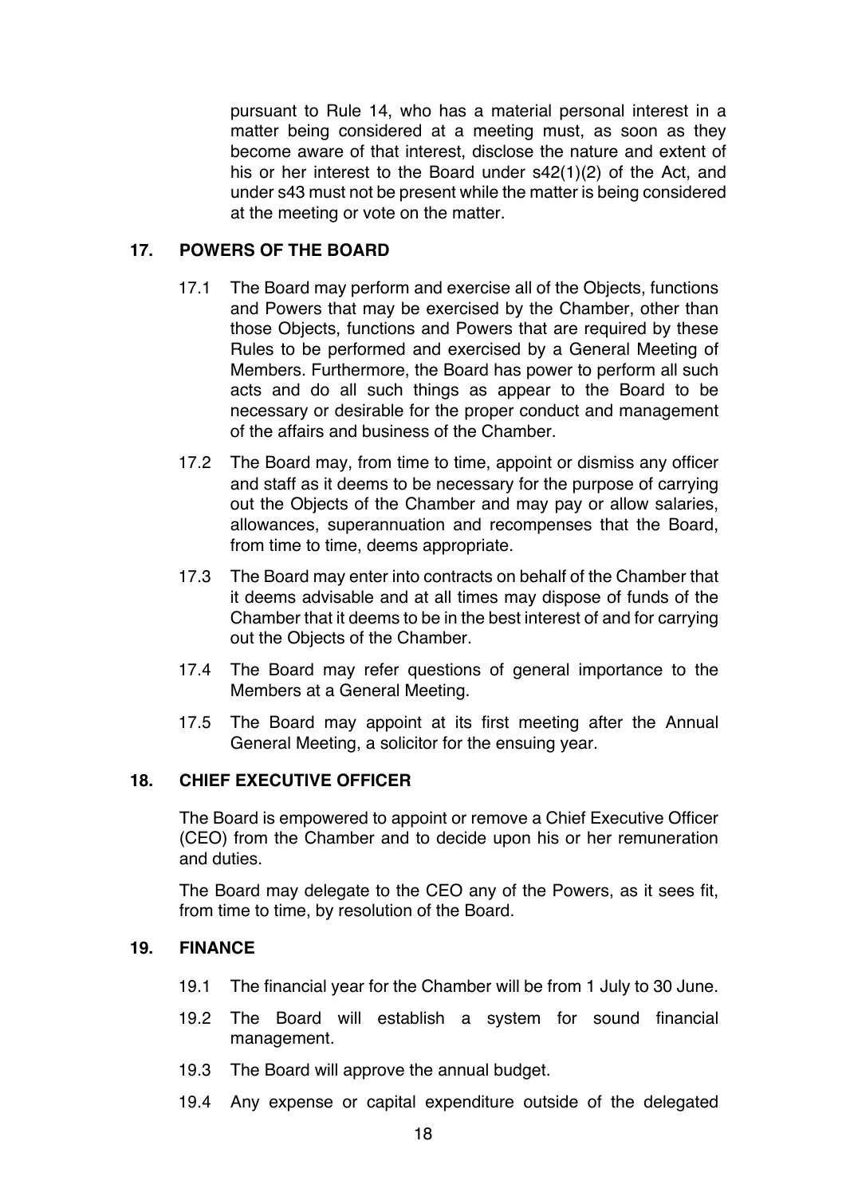pursuant to Rule 14, who has a material personal interest in a matter being considered at a meeting must, as soon as they become aware of that interest, disclose the nature and extent of his or her interest to the Board under s42(1)(2) of the Act, and under s43 must not be present while the matter is being considered at the meeting or vote on the matter.

## 17. POWERS OF THE BOARD

17.1 The Board may perform and exercise all of the Objects, functions and Powers that may be exercised by the Chamber, other than those Objects, functions and Powers that are required by these Rules to be performed and exercised by a General Meeting of Members. Furthermore, the Board has power to perform all such acts and do all such things as appear to the Board to be necessary or desirable for the proper conduct and management of the affairs and business of the Chamber.

17.2 The Board may, from time to time, appoint or dismiss any officer and staff as it deems to be necessary for the purpose of carrying out the Objects of the Chamber and may pay or allow salaries, allowances, superannuation and recompenses that the Board, from time to time, deems appropriate.

17.3 The Board may enter into contracts on behalf of the Chamber that it deems advisable and at all times may dispose of funds of the Chamber that it deems to be in the best interest of and for carrying out the Objects of the Chamber.

17.4 The Board may refer questions of general importance to the Members at a General Meeting.

17.5 The Board may appoint at its first meeting after the Annual General Meeting, a solicitor for the ensuing year.

## 18. CHIEF EXECUTIVE OFFICER

The Board is empowered to appoint or remove a Chief Executive Officer (CEO) from the Chamber and to decide upon his or her remuneration and duties.

The Board may delegate to the CEO any of the Powers, as it sees fit, from time to time, by resolution of the Board.

## 19. FINANCE

19.1 The financial year for the Chamber will be from 1 July to 30 June.

19.2 The Board will establish a system for sound financial management.

19.3 The Board will approve the annual budget.

19.4 Any expense or capital expenditure outside of the delegated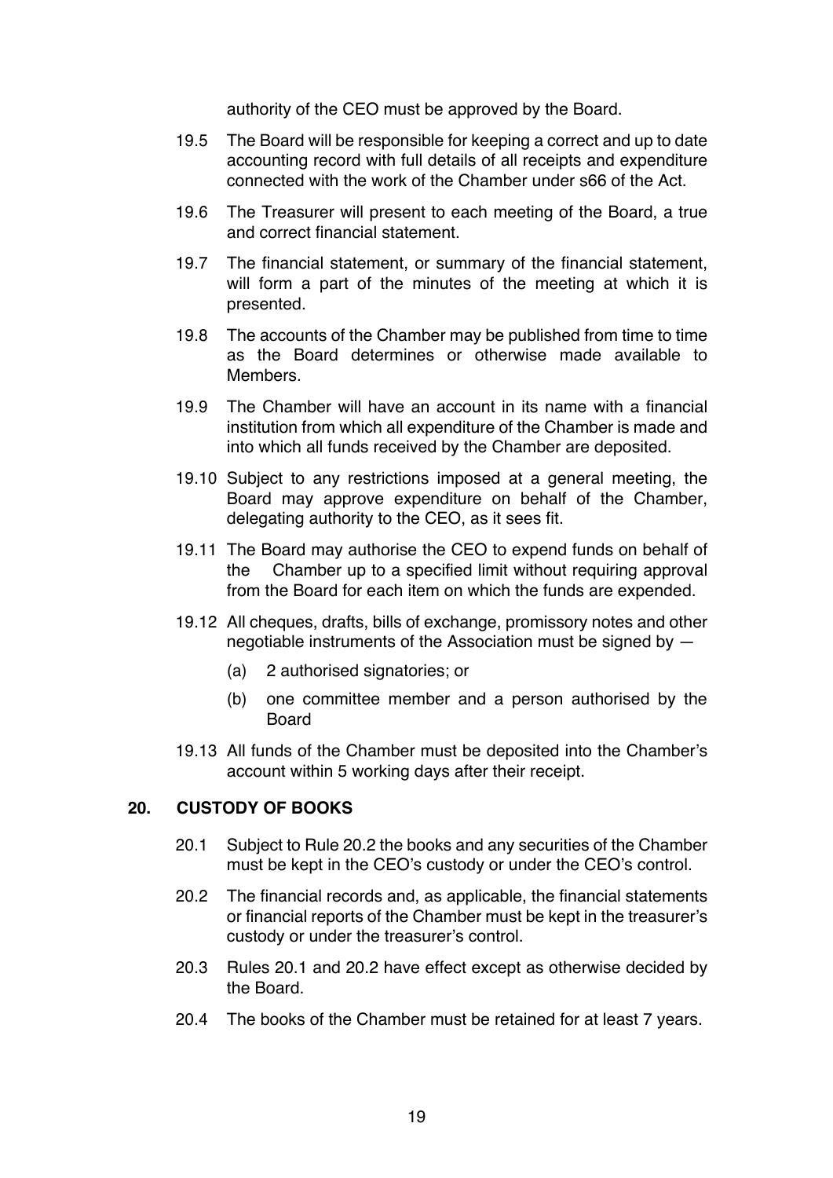authority of the CEO must be approved by the Board.

19.5 The Board will be responsible for keeping a correct and up to date accounting record with full details of all receipts and expenditure connected with the work of the Chamber under s66 of the Act.

19.6 The Treasurer will present to each meeting of the Board, a true and correct financial statement.

19.7 The financial statement, or summary of the financial statement, will form a part of the minutes of the meeting at which it is presented.

19.8 The accounts of the Chamber may be published from time to time as the Board determines or otherwise made available to Members.

19.9 The Chamber will have an account in its name with a financial institution from which all expenditure of the Chamber is made and into which all funds received by the Chamber are deposited.

19.10 Subject to any restrictions imposed at a general meeting, the Board may approve expenditure on behalf of the Chamber, delegating authority to the CEO, as it sees fit.

19.11 The Board may authorise the CEO to expend funds on behalf of the Chamber up to a specified limit without requiring approval from the Board for each item on which the funds are expended.

19.12 All cheques, drafts, bills of exchange, promissory notes and other negotiable instruments of the Association must be signed by —

(a) 2 authorised signatories; or

(b) one committee member and a person authorised by the Board

19.13 All funds of the Chamber must be deposited into the Chamber's account within 5 working days after their receipt.

## 20. CUSTODY OF BOOKS

20.1 Subject to Rule 20.2 the books and any securities of the Chamber must be kept in the CEO's custody or under the CEO's control.

20.2 The financial records and, as applicable, the financial statements or financial reports of the Chamber must be kept in the treasurer's custody or under the treasurer's control.

20.3 Rules 20.1 and 20.2 have effect except as otherwise decided by the Board.

20.4 The books of the Chamber must be retained for at least 7 years.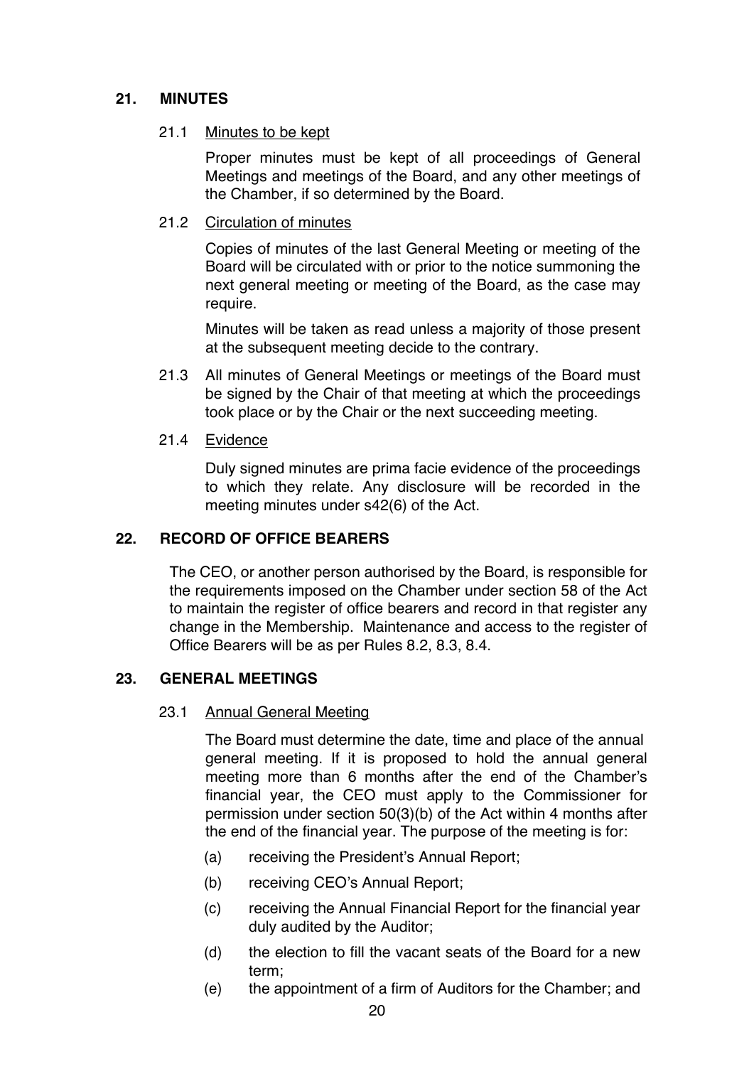## 21. MINUTES

### 21.1 Minutes to be kept

Proper minutes must be kept of all proceedings of General Meetings and meetings of the Board, and any other meetings of the Chamber, if so determined by the Board.

### 21.2 Circulation of minutes

Copies of minutes of the last General Meeting or meeting of the Board will be circulated with or prior to the notice summoning the next general meeting or meeting of the Board, as the case may require.

Minutes will be taken as read unless a majority of those present at the subsequent meeting decide to the contrary.

21.3 All minutes of General Meetings or meetings of the Board must be signed by the Chair of that meeting at which the proceedings took place or by the Chair or the next succeeding meeting.

### 21.4 Evidence

Duly signed minutes are prima facie evidence of the proceedings to which they relate. Any disclosure will be recorded in the meeting minutes under s42(6) of the Act.

## 22. RECORD OF OFFICE BEARERS

The CEO, or another person authorised by the Board, is responsible for the requirements imposed on the Chamber under section 58 of the Act to maintain the register of office bearers and record in that register any change in the Membership. Maintenance and access to the register of Office Bearers will be as per Rules 8.2, 8.3, 8.4.

## 23. GENERAL MEETINGS

### 23.1 Annual General Meeting

The Board must determine the date, time and place of the annual general meeting. If it is proposed to hold the annual general meeting more than 6 months after the end of the Chamber's financial year, the CEO must apply to the Commissioner for permission under section 50(3)(b) of the Act within 4 months after the end of the financial year. The purpose of the meeting is for:

(a) receiving the President's Annual Report;

(b) receiving CEO's Annual Report;

(c) receiving the Annual Financial Report for the financial year duly audited by the Auditor;

(d) the election to fill the vacant seats of the Board for a new term;

(e) the appointment of a firm of Auditors for the Chamber; and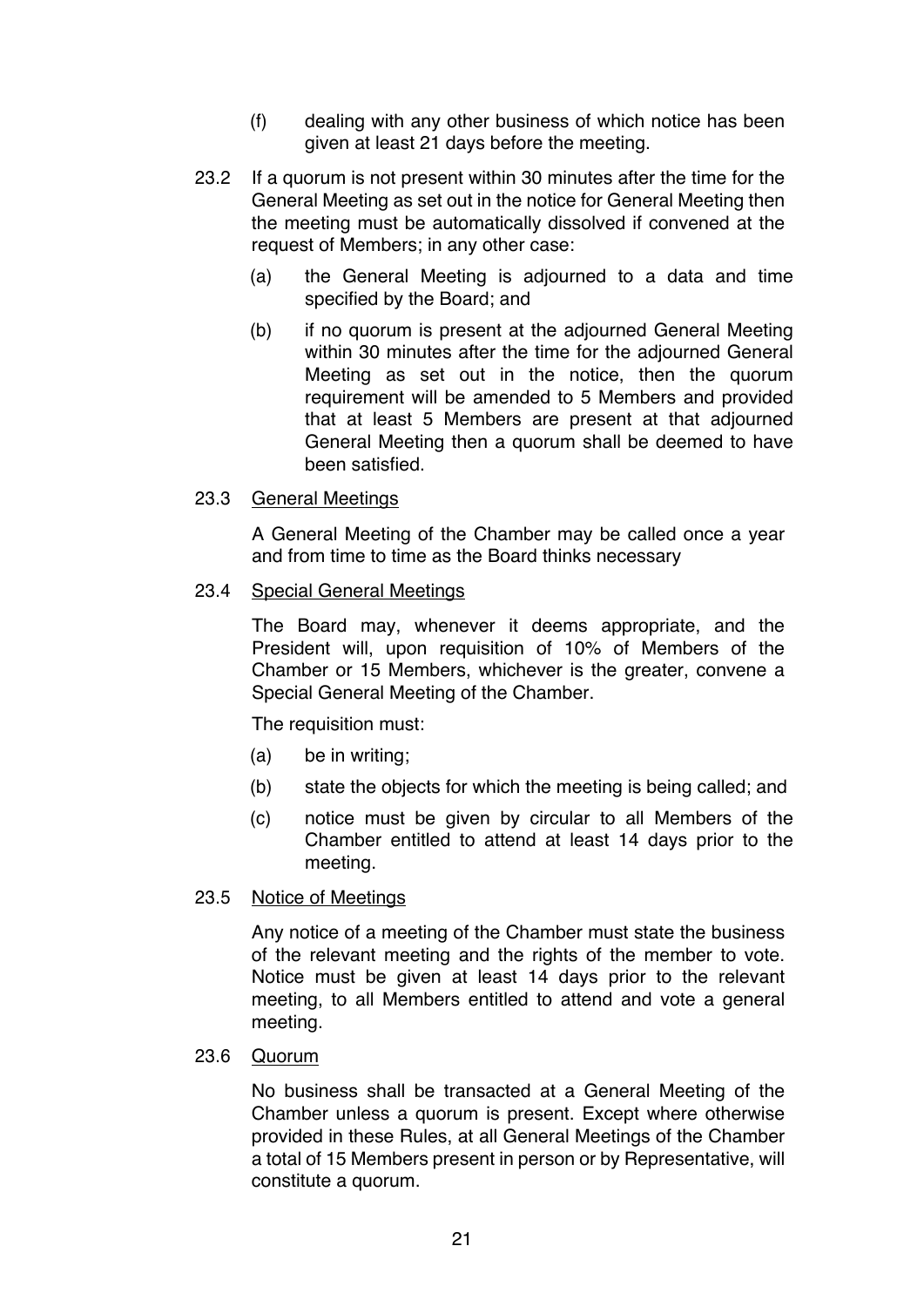(f) dealing with any other business of which notice has been given at least 21 days before the meeting.

23.2 If a quorum is not present within 30 minutes after the time for the General Meeting as set out in the notice for General Meeting then the meeting must be automatically dissolved if convened at the request of Members; in any other case:

(a) the General Meeting is adjourned to a data and time specified by the Board; and

(b) if no quorum is present at the adjourned General Meeting within 30 minutes after the time for the adjourned General Meeting as set out in the notice, then the quorum requirement will be amended to 5 Members and provided that at least 5 Members are present at that adjourned General Meeting then a quorum shall be deemed to have been satisfied.

23.3 <u>General Meetings</u>

A General Meeting of the Chamber may be called once a year and from time to time as the Board thinks necessary

23.4 <u>Special General Meetings</u>

The Board may, whenever it deems appropriate, and the President will, upon requisition of 10% of Members of the Chamber or 15 Members, whichever is the greater, convene a Special General Meeting of the Chamber.

The requisition must:

(a) be in writing;

(b) state the objects for which the meeting is being called; and

(c) notice must be given by circular to all Members of the Chamber entitled to attend at least 14 days prior to the meeting.

23.5 <u>Notice of Meetings</u>

Any notice of a meeting of the Chamber must state the business of the relevant meeting and the rights of the member to vote. Notice must be given at least 14 days prior to the relevant meeting, to all Members entitled to attend and vote a general meeting.

23.6 <u>Quorum</u>

No business shall be transacted at a General Meeting of the Chamber unless a quorum is present. Except where otherwise provided in these Rules, at all General Meetings of the Chamber a total of 15 Members present in person or by Representative, will constitute a quorum.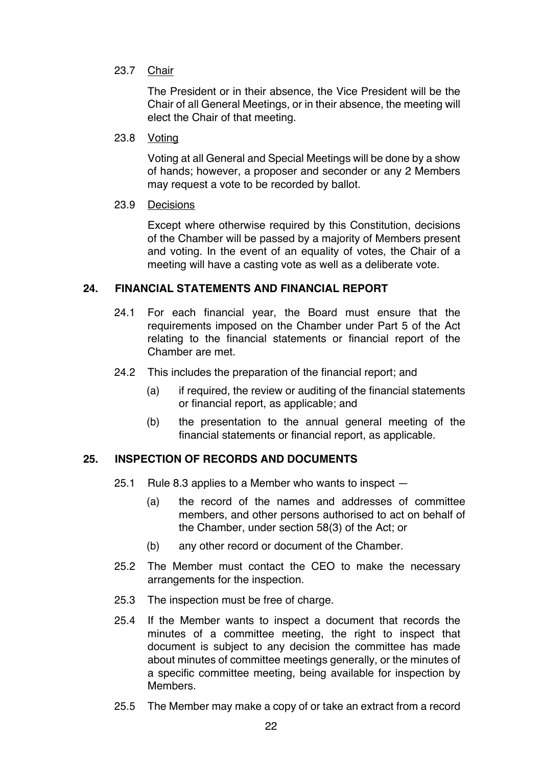23.7 Chair

The President or in their absence, the Vice President will be the Chair of all General Meetings, or in their absence, the meeting will elect the Chair of that meeting.

23.8 Voting

Voting at all General and Special Meetings will be done by a show of hands; however, a proposer and seconder or any 2 Members may request a vote to be recorded by ballot.

23.9 Decisions

Except where otherwise required by this Constitution, decisions of the Chamber will be passed by a majority of Members present and voting. In the event of an equality of votes, the Chair of a meeting will have a casting vote as well as a deliberate vote.

## 24. FINANCIAL STATEMENTS AND FINANCIAL REPORT

24.1 For each financial year, the Board must ensure that the requirements imposed on the Chamber under Part 5 of the Act relating to the financial statements or financial report of the Chamber are met.

24.2 This includes the preparation of the financial report; and

- (a) if required, the review or auditing of the financial statements or financial report, as applicable; and
- (b) the presentation to the annual general meeting of the financial statements or financial report, as applicable.

## 25. INSPECTION OF RECORDS AND DOCUMENTS

25.1 Rule 8.3 applies to a Member who wants to inspect —

- (a) the record of the names and addresses of committee members, and other persons authorised to act on behalf of the Chamber, under section 58(3) of the Act; or
- (b) any other record or document of the Chamber.

25.2 The Member must contact the CEO to make the necessary arrangements for the inspection.

25.3 The inspection must be free of charge.

25.4 If the Member wants to inspect a document that records the minutes of a committee meeting, the right to inspect that document is subject to any decision the committee has made about minutes of committee meetings generally, or the minutes of a specific committee meeting, being available for inspection by Members.

25.5 The Member may make a copy of or take an extract from a record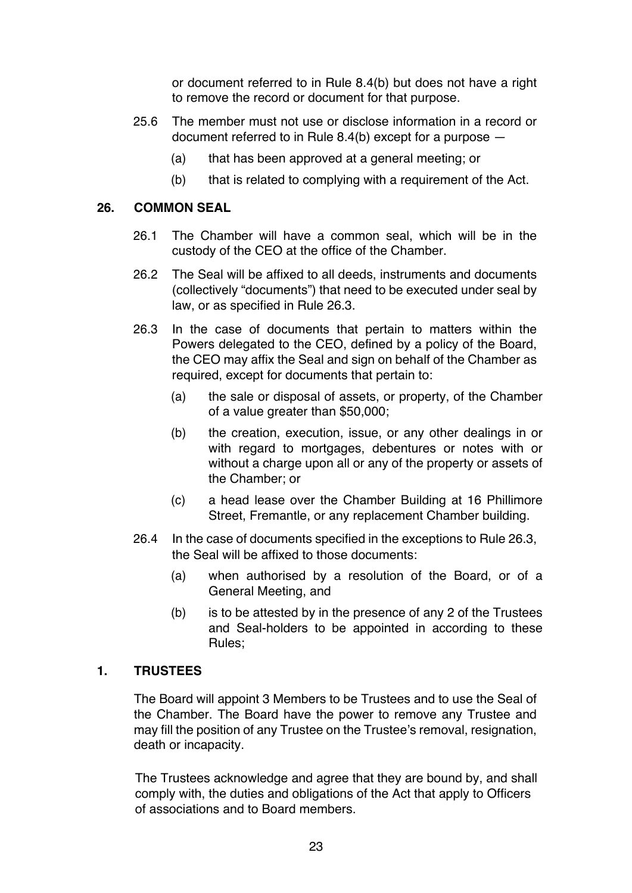or document referred to in Rule 8.4(b) but does not have a right to remove the record or document for that purpose.

25.6 The member must not use or disclose information in a record or document referred to in Rule 8.4(b) except for a purpose —

(a) that has been approved at a general meeting; or

(b) that is related to complying with a requirement of the Act.

## 26. COMMON SEAL

26.1 The Chamber will have a common seal, which will be in the custody of the CEO at the office of the Chamber.

26.2 The Seal will be affixed to all deeds, instruments and documents (collectively "documents") that need to be executed under seal by law, or as specified in Rule 26.3.

26.3 In the case of documents that pertain to matters within the Powers delegated to the CEO, defined by a policy of the Board, the CEO may affix the Seal and sign on behalf of the Chamber as required, except for documents that pertain to:

(a) the sale or disposal of assets, or property, of the Chamber of a value greater than $50,000;

(b) the creation, execution, issue, or any other dealings in or with regard to mortgages, debentures or notes with or without a charge upon all or any of the property or assets of the Chamber; or

(c) a head lease over the Chamber Building at 16 Phillimore Street, Fremantle, or any replacement Chamber building.

26.4 In the case of documents specified in the exceptions to Rule 26.3, the Seal will be affixed to those documents:

(a) when authorised by a resolution of the Board, or of a General Meeting, and

(b) is to be attested by in the presence of any 2 of the Trustees and Seal-holders to be appointed in according to these Rules;

## 1. TRUSTEES

The Board will appoint 3 Members to be Trustees and to use the Seal of the Chamber. The Board have the power to remove any Trustee and may fill the position of any Trustee on the Trustee's removal, resignation, death or incapacity.

The Trustees acknowledge and agree that they are bound by, and shall comply with, the duties and obligations of the Act that apply to Officers of associations and to Board members.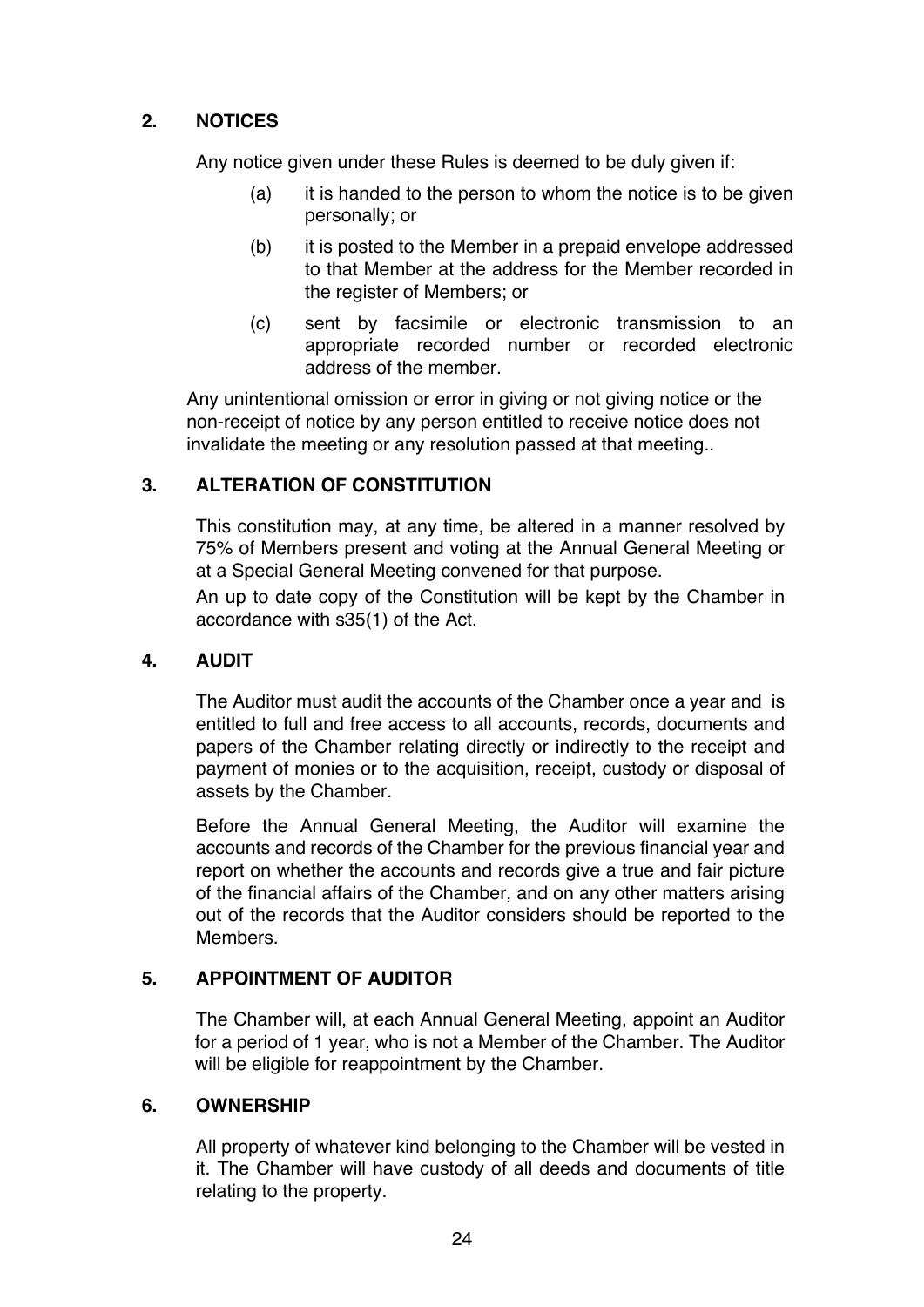## 2. NOTICES

Any notice given under these Rules is deemed to be duly given if:

(a) it is handed to the person to whom the notice is to be given personally; or

(b) it is posted to the Member in a prepaid envelope addressed to that Member at the address for the Member recorded in the register of Members; or

(c) sent by facsimile or electronic transmission to an appropriate recorded number or recorded electronic address of the member.

Any unintentional omission or error in giving or not giving notice or the non-receipt of notice by any person entitled to receive notice does not invalidate the meeting or any resolution passed at that meeting..

## 3. ALTERATION OF CONSTITUTION

This constitution may, at any time, be altered in a manner resolved by 75% of Members present and voting at the Annual General Meeting or at a Special General Meeting convened for that purpose.

An up to date copy of the Constitution will be kept by the Chamber in accordance with s35(1) of the Act.

## 4. AUDIT

The Auditor must audit the accounts of the Chamber once a year and is entitled to full and free access to all accounts, records, documents and papers of the Chamber relating directly or indirectly to the receipt and payment of monies or to the acquisition, receipt, custody or disposal of assets by the Chamber.

Before the Annual General Meeting, the Auditor will examine the accounts and records of the Chamber for the previous financial year and report on whether the accounts and records give a true and fair picture of the financial affairs of the Chamber, and on any other matters arising out of the records that the Auditor considers should be reported to the Members.

## 5. APPOINTMENT OF AUDITOR

The Chamber will, at each Annual General Meeting, appoint an Auditor for a period of 1 year, who is not a Member of the Chamber. The Auditor will be eligible for reappointment by the Chamber.

## 6. OWNERSHIP

All property of whatever kind belonging to the Chamber will be vested in it. The Chamber will have custody of all deeds and documents of title relating to the property.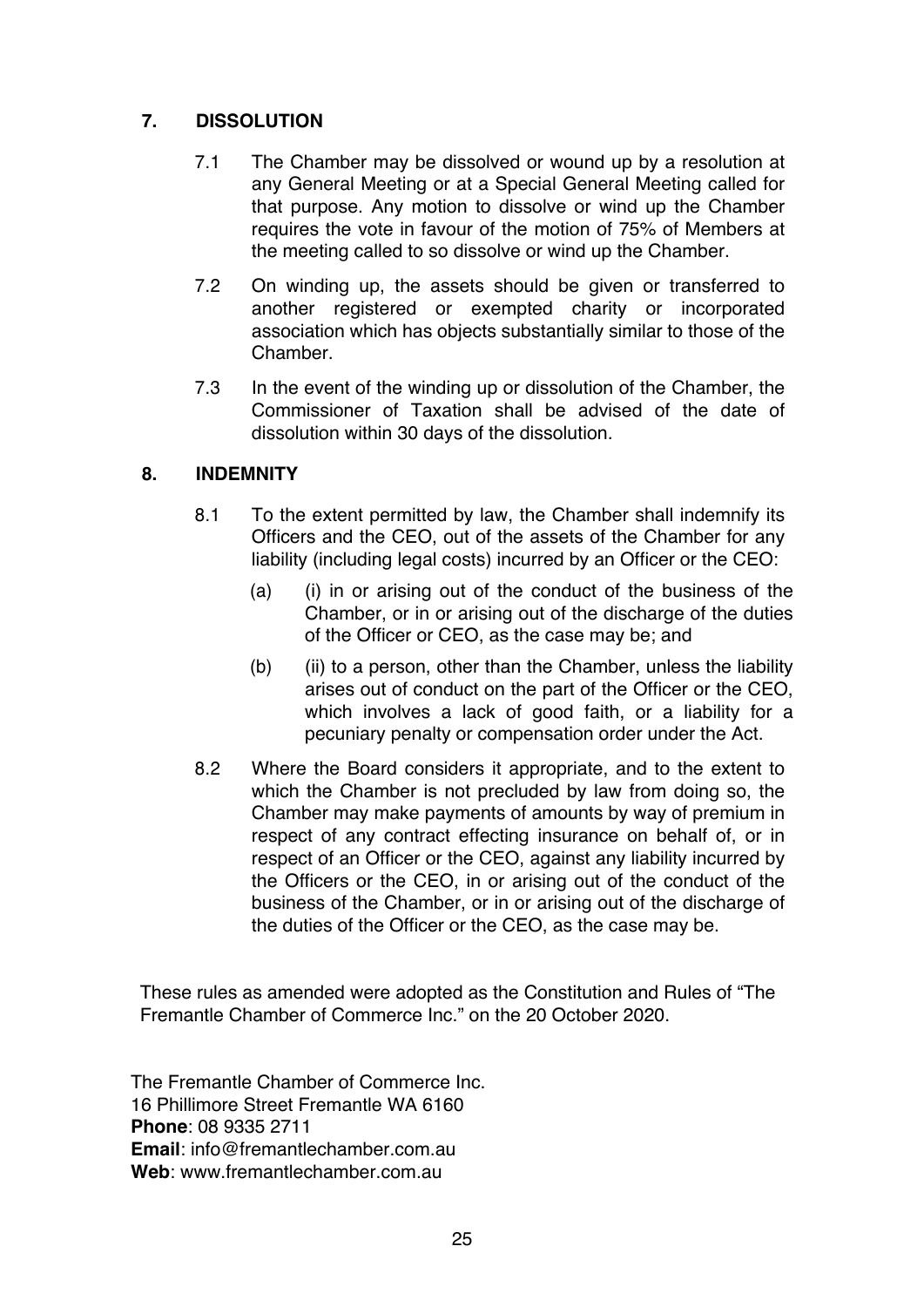## 7. DISSOLUTION

7.1 The Chamber may be dissolved or wound up by a resolution at any General Meeting or at a Special General Meeting called for that purpose. Any motion to dissolve or wind up the Chamber requires the vote in favour of the motion of 75% of Members at the meeting called to so dissolve or wind up the Chamber.

7.2 On winding up, the assets should be given or transferred to another registered or exempted charity or incorporated association which has objects substantially similar to those of the Chamber.

7.3 In the event of the winding up or dissolution of the Chamber, the Commissioner of Taxation shall be advised of the date of dissolution within 30 days of the dissolution.

## 8. INDEMNITY

8.1 To the extent permitted by law, the Chamber shall indemnify its Officers and the CEO, out of the assets of the Chamber for any liability (including legal costs) incurred by an Officer or the CEO:

(a) (i) in or arising out of the conduct of the business of the Chamber, or in or arising out of the discharge of the duties of the Officer or CEO, as the case may be; and

(b) (ii) to a person, other than the Chamber, unless the liability arises out of conduct on the part of the Officer or the CEO, which involves a lack of good faith, or a liability for a pecuniary penalty or compensation order under the Act.

8.2 Where the Board considers it appropriate, and to the extent to which the Chamber is not precluded by law from doing so, the Chamber may make payments of amounts by way of premium in respect of any contract effecting insurance on behalf of, or in respect of an Officer or the CEO, against any liability incurred by the Officers or the CEO, in or arising out of the conduct of the business of the Chamber, or in or arising out of the discharge of the duties of the Officer or the CEO, as the case may be.

These rules as amended were adopted as the Constitution and Rules of "The Fremantle Chamber of Commerce Inc." on the 20 October 2020.

The Fremantle Chamber of Commerce Inc.
16 Phillimore Street Fremantle WA 6160
**Phone**: 08 9335 2711
**Email**: info@fremantlechamber.com.au
**Web**: www.fremantlechamber.com.au